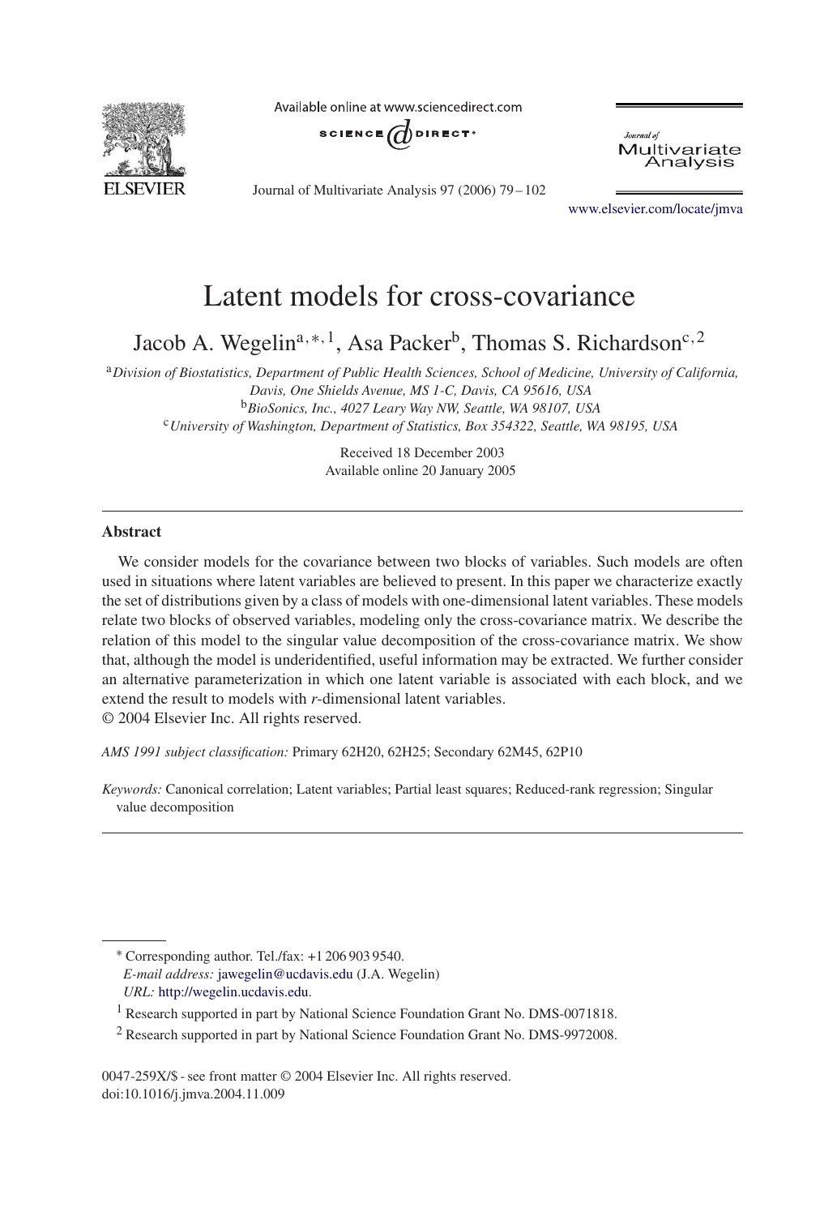# Latent models for cross-covariance

Jacob A. Wegelin[a,*,1], Asa Packer[b], Thomas S. Richardson[c,2]

[a]*Division of Biostatistics, Department of Public Health Sciences, School of Medicine, University of California, Davis, One Shields Avenue, MS 1-C, Davis, CA 95616, USA*

[b]*BioSonics, Inc., 4027 Leary Way NW, Seattle, WA 98107, USA*

[c]*University of Washington, Department of Statistics, Box 354322, Seattle, WA 98195, USA*

Received 18 December 2003
Available online 20 January 2005

## Abstract

We consider models for the covariance between two blocks of variables. Such models are often used in situations where latent variables are believed to present. In this paper we characterize exactly the set of distributions given by a class of models with one-dimensional latent variables. These models relate two blocks of observed variables, modeling only the cross-covariance matrix. We describe the relation of this model to the singular value decomposition of the cross-covariance matrix. We show that, although the model is underidentified, useful information may be extracted. We further consider an alternative parameterization in which one latent variable is associated with each block, and we extend the result to models with $r$-dimensional latent variables.

© 2004 Elsevier Inc. All rights reserved.

*AMS 1991 subject classification:* Primary 62H20, 62H25; Secondary 62M45, 62P10

*Keywords:* Canonical correlation; Latent variables; Partial least squares; Reduced-rank regression; Singular value decomposition

---

\* Corresponding author. Tel./fax: +1 206 903 9540.
*E-mail address:* jawegelin@ucdavis.edu (J.A. Wegelin)
*URL:* http://wegelin.ucdavis.edu.

[1] Research supported in part by National Science Foundation Grant No. DMS-0071818.

[2] Research supported in part by National Science Foundation Grant No. DMS-9972008.

0047-259X/$ - see front matter © 2004 Elsevier Inc. All rights reserved.
doi:10.1016/j.jmva.2004.11.009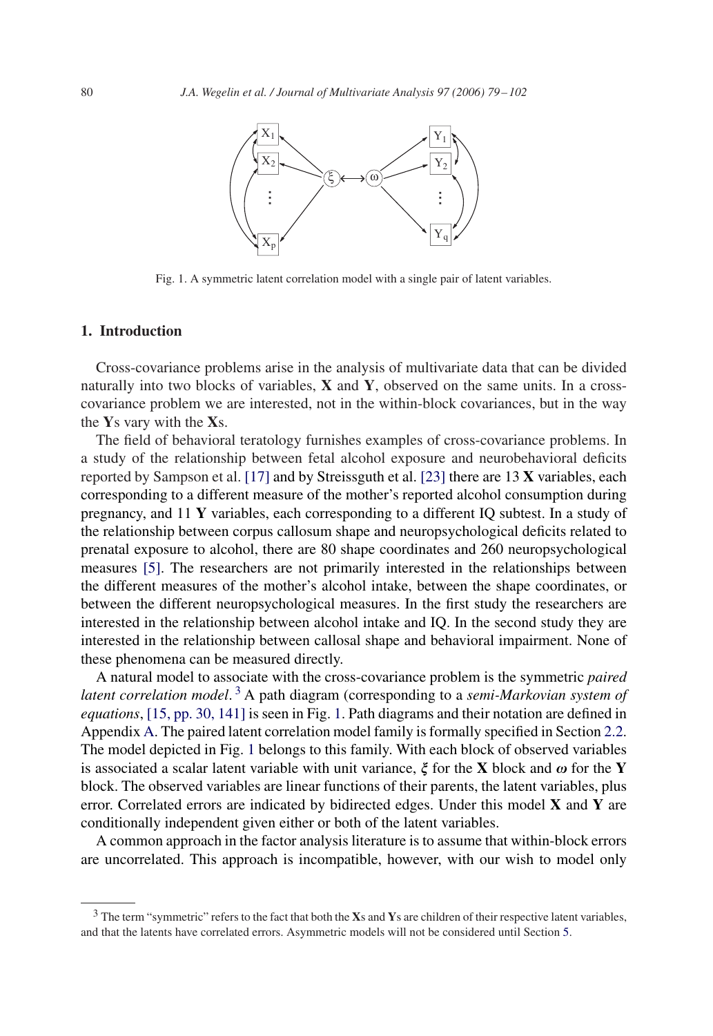Fig. 1. A symmetric latent correlation model with a single pair of latent variables.

## 1. Introduction

Cross-covariance problems arise in the analysis of multivariate data that can be divided naturally into two blocks of variables, **X** and **Y**, observed on the same units. In a cross-covariance problem we are interested, not in the within-block covariances, but in the way the **Y**s vary with the **X**s.

The field of behavioral teratology furnishes examples of cross-covariance problems. In a study of the relationship between fetal alcohol exposure and neurobehavioral deficits reported by Sampson et al. [17] and by Streissguth et al. [23] there are 13 **X** variables, each corresponding to a different measure of the mother's reported alcohol consumption during pregnancy, and 11 **Y** variables, each corresponding to a different IQ subtest. In a study of the relationship between corpus callosum shape and neuropsychological deficits related to prenatal exposure to alcohol, there are 80 shape coordinates and 260 neuropsychological measures [5]. The researchers are not primarily interested in the relationships between the different measures of the mother's alcohol intake, between the shape coordinates, or between the different neuropsychological measures. In the first study the researchers are interested in the relationship between alcohol intake and IQ. In the second study they are interested in the relationship between callosal shape and behavioral impairment. None of these phenomena can be measured directly.

A natural model to associate with the cross-covariance problem is the symmetric *paired latent correlation model*.[3] A path diagram (corresponding to a *semi-Markovian system of equations*, [15, pp. 30, 141] is seen in Fig. 1. Path diagrams and their notation are defined in Appendix A. The paired latent correlation model family is formally specified in Section 2.2. The model depicted in Fig. 1 belongs to this family. With each block of observed variables is associated a scalar latent variable with unit variance, $\boldsymbol{\xi}$ for the **X** block and $\boldsymbol{\omega}$ for the **Y** block. The observed variables are linear functions of their parents, the latent variables, plus error. Correlated errors are indicated by bidirected edges. Under this model **X** and **Y** are conditionally independent given either or both of the latent variables.

A common approach in the factor analysis literature is to assume that within-block errors are uncorrelated. This approach is incompatible, however, with our wish to model only

[3] The term "symmetric" refers to the fact that both the **X**s and **Y**s are children of their respective latent variables, and that the latents have correlated errors. Asymmetric models will not be considered until Section 5.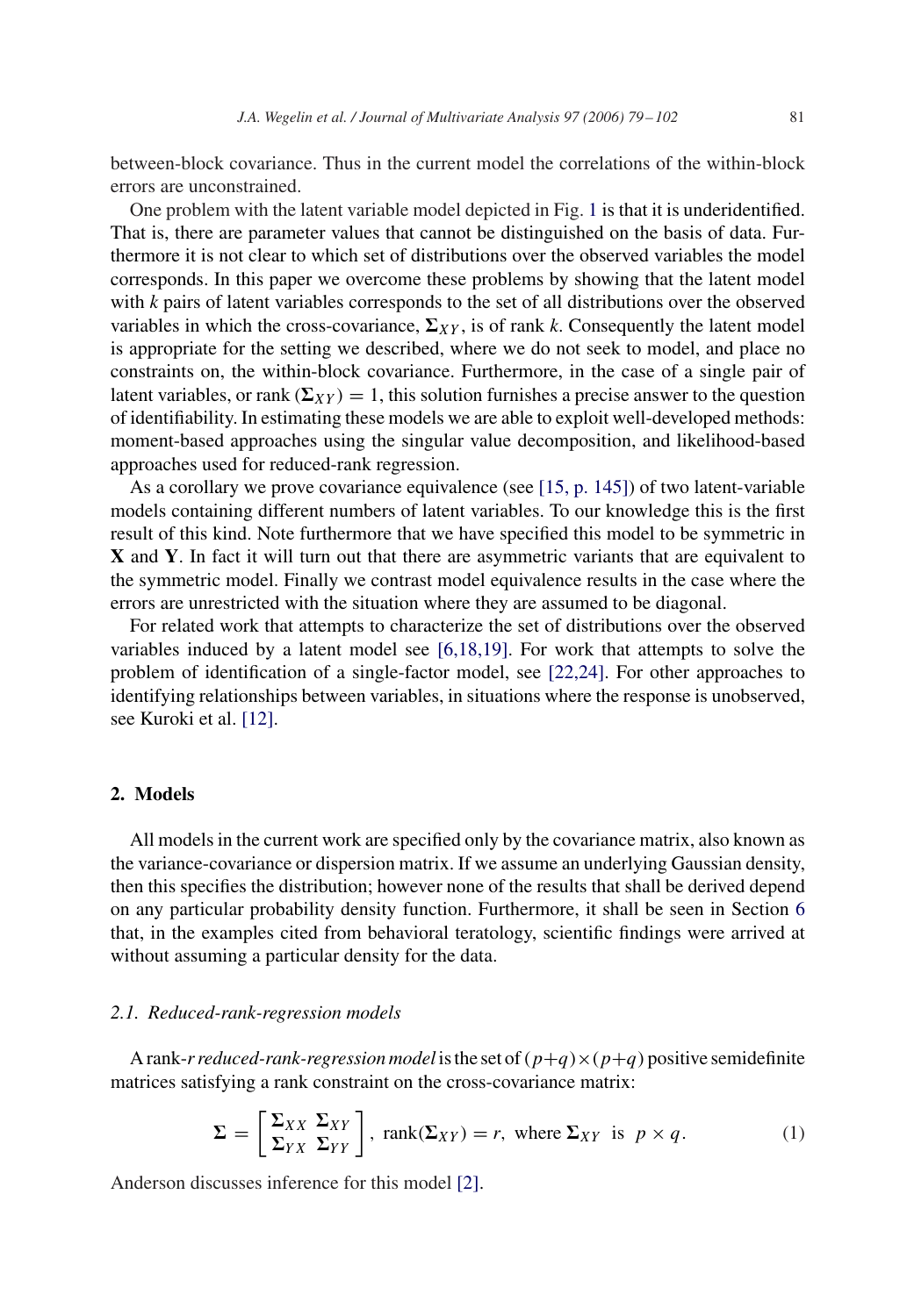between-block covariance. Thus in the current model the correlations of the within-block errors are unconstrained.

One problem with the latent variable model depicted in Fig. 1 is that it is underidentified. That is, there are parameter values that cannot be distinguished on the basis of data. Furthermore it is not clear to which set of distributions over the observed variables the model corresponds. In this paper we overcome these problems by showing that the latent model with $k$ pairs of latent variables corresponds to the set of all distributions over the observed variables in which the cross-covariance, $\mathbf{\Sigma}_{XY}$, is of rank $k$. Consequently the latent model is appropriate for the setting we described, where we do not seek to model, and place no constraints on, the within-block covariance. Furthermore, in the case of a single pair of latent variables, or rank $(\mathbf{\Sigma}_{XY}) = 1$, this solution furnishes a precise answer to the question of identifiability. In estimating these models we are able to exploit well-developed methods: moment-based approaches using the singular value decomposition, and likelihood-based approaches used for reduced-rank regression.

As a corollary we prove covariance equivalence (see [15, p. 145]) of two latent-variable models containing different numbers of latent variables. To our knowledge this is the first result of this kind. Note furthermore that we have specified this model to be symmetric in $\mathbf{X}$ and $\mathbf{Y}$. In fact it will turn out that there are asymmetric variants that are equivalent to the symmetric model. Finally we contrast model equivalence results in the case where the errors are unrestricted with the situation where they are assumed to be diagonal.

For related work that attempts to characterize the set of distributions over the observed variables induced by a latent model see [6,18,19]. For work that attempts to solve the problem of identification of a single-factor model, see [22,24]. For other approaches to identifying relationships between variables, in situations where the response is unobserved, see Kuroki et al. [12].

## 2. Models

All models in the current work are specified only by the covariance matrix, also known as the variance-covariance or dispersion matrix. If we assume an underlying Gaussian density, then this specifies the distribution; however none of the results that shall be derived depend on any particular probability density function. Furthermore, it shall be seen in Section 6 that, in the examples cited from behavioral teratology, scientific findings were arrived at without assuming a particular density for the data.

### 2.1. Reduced-rank-regression models

A rank-$r$ *reduced-rank-regression model* is the set of $(p+q)\times(p+q)$ positive semidefinite matrices satisfying a rank constraint on the cross-covariance matrix:

$$\mathbf{\Sigma} = \begin{bmatrix} \mathbf{\Sigma}_{XX} & \mathbf{\Sigma}_{XY} \\ \mathbf{\Sigma}_{YX} & \mathbf{\Sigma}_{YY} \end{bmatrix}, \ \text{rank}(\mathbf{\Sigma}_{XY}) = r, \ \text{where } \mathbf{\Sigma}_{XY} \ \text{is} \ p \times q. \tag{1}$$

Anderson discusses inference for this model [2].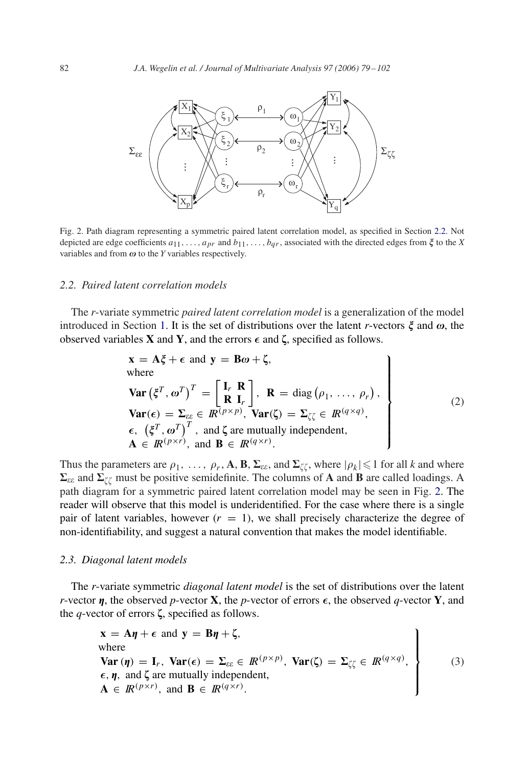Fig. 2. Path diagram representing a symmetric paired latent correlation model, as specified in Section 2.2. Not depicted are edge coefficients $a_{11}, \ldots, a_{pr}$ and $b_{11}, \ldots, b_{qr}$, associated with the directed edges from $\boldsymbol{\xi}$ to the $X$ variables and from $\boldsymbol{\omega}$ to the $Y$ variables respectively.

### 2.2. Paired latent correlation models

The $r$-variate symmetric *paired latent correlation model* is a generalization of the model introduced in Section 1. It is the set of distributions over the latent $r$-vectors $\boldsymbol{\xi}$ and $\boldsymbol{\omega}$, the observed variables $\mathbf{X}$ and $\mathbf{Y}$, and the errors $\boldsymbol{\epsilon}$ and $\boldsymbol{\zeta}$, specified as follows.

$$
\left.
\begin{array}{l}
\mathbf{x} = \mathbf{A}\boldsymbol{\xi} + \boldsymbol{\epsilon} \text{ and } \mathbf{y} = \mathbf{B}\boldsymbol{\omega} + \boldsymbol{\zeta}, \\
\text{where} \\
\mathbf{Var}\left(\boldsymbol{\xi}^T, \boldsymbol{\omega}^T\right)^T = \begin{bmatrix} \mathbf{I}_r & \mathbf{R} \\ \mathbf{R} & \mathbf{I}_r \end{bmatrix}, \ \mathbf{R} = \operatorname{diag}\left(\rho_1, \ldots, \rho_r\right), \\
\mathbf{Var}(\boldsymbol{\epsilon}) = \boldsymbol{\Sigma}_{\varepsilon\varepsilon} \in \mathbb{R}^{(p\times p)}, \ \mathbf{Var}(\boldsymbol{\zeta}) = \boldsymbol{\Sigma}_{\zeta\zeta} \in \mathbb{R}^{(q\times q)}, \\
\boldsymbol{\epsilon}, \ \left(\boldsymbol{\xi}^T, \boldsymbol{\omega}^T\right)^T, \text{ and } \boldsymbol{\zeta} \text{ are mutually independent}, \\
\mathbf{A} \in \mathbb{R}^{(p\times r)}, \text{ and } \mathbf{B} \in \mathbb{R}^{(q\times r)}.
\end{array}
\right\} \tag{2}
$$

Thus the parameters are $\rho_1, \ldots, \rho_r, \mathbf{A}, \mathbf{B}, \boldsymbol{\Sigma}_{\varepsilon\varepsilon}$, and $\boldsymbol{\Sigma}_{\zeta\zeta}$, where $|\rho_k| \leqslant 1$ for all $k$ and where $\boldsymbol{\Sigma}_{\varepsilon\varepsilon}$ and $\boldsymbol{\Sigma}_{\zeta\zeta}$ must be positive semidefinite. The columns of $\mathbf{A}$ and $\mathbf{B}$ are called loadings. A path diagram for a symmetric paired latent correlation model may be seen in Fig. 2. The reader will observe that this model is underidentified. For the case where there is a single pair of latent variables, however ($r = 1$), we shall precisely characterize the degree of non-identifiability, and suggest a natural convention that makes the model identifiable.

### 2.3. Diagonal latent models

The $r$-variate symmetric *diagonal latent model* is the set of distributions over the latent $r$-vector $\boldsymbol{\eta}$, the observed $p$-vector $\mathbf{X}$, the $p$-vector of errors $\boldsymbol{\epsilon}$, the observed $q$-vector $\mathbf{Y}$, and the $q$-vector of errors $\boldsymbol{\zeta}$, specified as follows.

$$
\left.
\begin{array}{l}
\mathbf{x} = \mathbf{A}\boldsymbol{\eta} + \boldsymbol{\epsilon} \text{ and } \mathbf{y} = \mathbf{B}\boldsymbol{\eta} + \boldsymbol{\zeta}, \\
\text{where} \\
\mathbf{Var}\left(\boldsymbol{\eta}\right) = \mathbf{I}_r, \ \mathbf{Var}(\boldsymbol{\epsilon}) = \boldsymbol{\Sigma}_{\varepsilon\varepsilon} \in \mathbb{R}^{(p\times p)}, \ \mathbf{Var}(\boldsymbol{\zeta}) = \boldsymbol{\Sigma}_{\zeta\zeta} \in \mathbb{R}^{(q\times q)}, \\
\boldsymbol{\epsilon}, \boldsymbol{\eta}, \text{ and } \boldsymbol{\zeta} \text{ are mutually independent}, \\
\mathbf{A} \in \mathbb{R}^{(p\times r)}, \text{ and } \mathbf{B} \in \mathbb{R}^{(q\times r)}.
\end{array}
\right\} \tag{3}
$$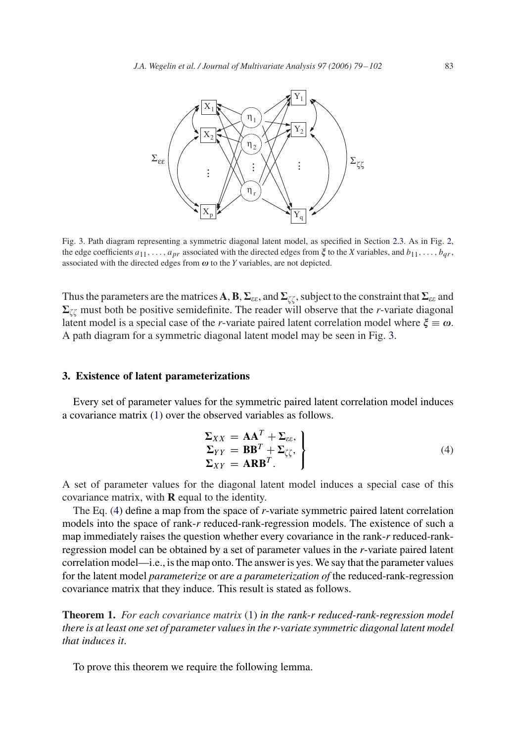Fig. 3. Path diagram representing a symmetric diagonal latent model, as specified in Section 2.3. As in Fig. 2, the edge coefficients $a_{11}, \ldots, a_{pr}$ associated with the directed edges from $\boldsymbol{\xi}$ to the $X$ variables, and $b_{11}, \ldots, b_{qr}$, associated with the directed edges from $\boldsymbol{\omega}$ to the $Y$ variables, are not depicted.

Thus the parameters are the matrices $\mathbf{A}, \mathbf{B}, \boldsymbol{\Sigma}_{\varepsilon\varepsilon}$, and $\boldsymbol{\Sigma}_{\zeta\zeta}$, subject to the constraint that $\boldsymbol{\Sigma}_{\varepsilon\varepsilon}$ and $\boldsymbol{\Sigma}_{\zeta\zeta}$ must both be positive semidefinite. The reader will observe that the $r$-variate diagonal latent model is a special case of the $r$-variate paired latent correlation model where $\boldsymbol{\xi} \equiv \boldsymbol{\omega}$. A path diagram for a symmetric diagonal latent model may be seen in Fig. 3.

## 3. Existence of latent parameterizations

Every set of parameter values for the symmetric paired latent correlation model induces a covariance matrix (1) over the observed variables as follows.

$$\left.\begin{aligned} \boldsymbol{\Sigma}_{XX} &= \mathbf{A}\mathbf{A}^T + \boldsymbol{\Sigma}_{\varepsilon\varepsilon}, \\ \boldsymbol{\Sigma}_{YY} &= \mathbf{B}\mathbf{B}^T + \boldsymbol{\Sigma}_{\zeta\zeta}, \\ \boldsymbol{\Sigma}_{XY} &= \mathbf{A}\mathbf{R}\mathbf{B}^T. \end{aligned}\right\} \tag{4}$$

A set of parameter values for the diagonal latent model induces a special case of this covariance matrix, with $\mathbf{R}$ equal to the identity.

The Eq. (4) define a map from the space of $r$-variate symmetric paired latent correlation models into the space of rank-$r$ reduced-rank-regression models. The existence of such a map immediately raises the question whether every covariance in the rank-$r$ reduced-rank-regression model can be obtained by a set of parameter values in the $r$-variate paired latent correlation model—i.e., is the map onto. The answer is yes. We say that the parameter values for the latent model *parameterize* or *are a parameterization of* the reduced-rank-regression covariance matrix that they induce. This result is stated as follows.

**Theorem 1.** *For each covariance matrix* (1) *in the rank-r reduced-rank-regression model there is at least one set of parameter values in the r-variate symmetric diagonal latent model that induces it.*

To prove this theorem we require the following lemma.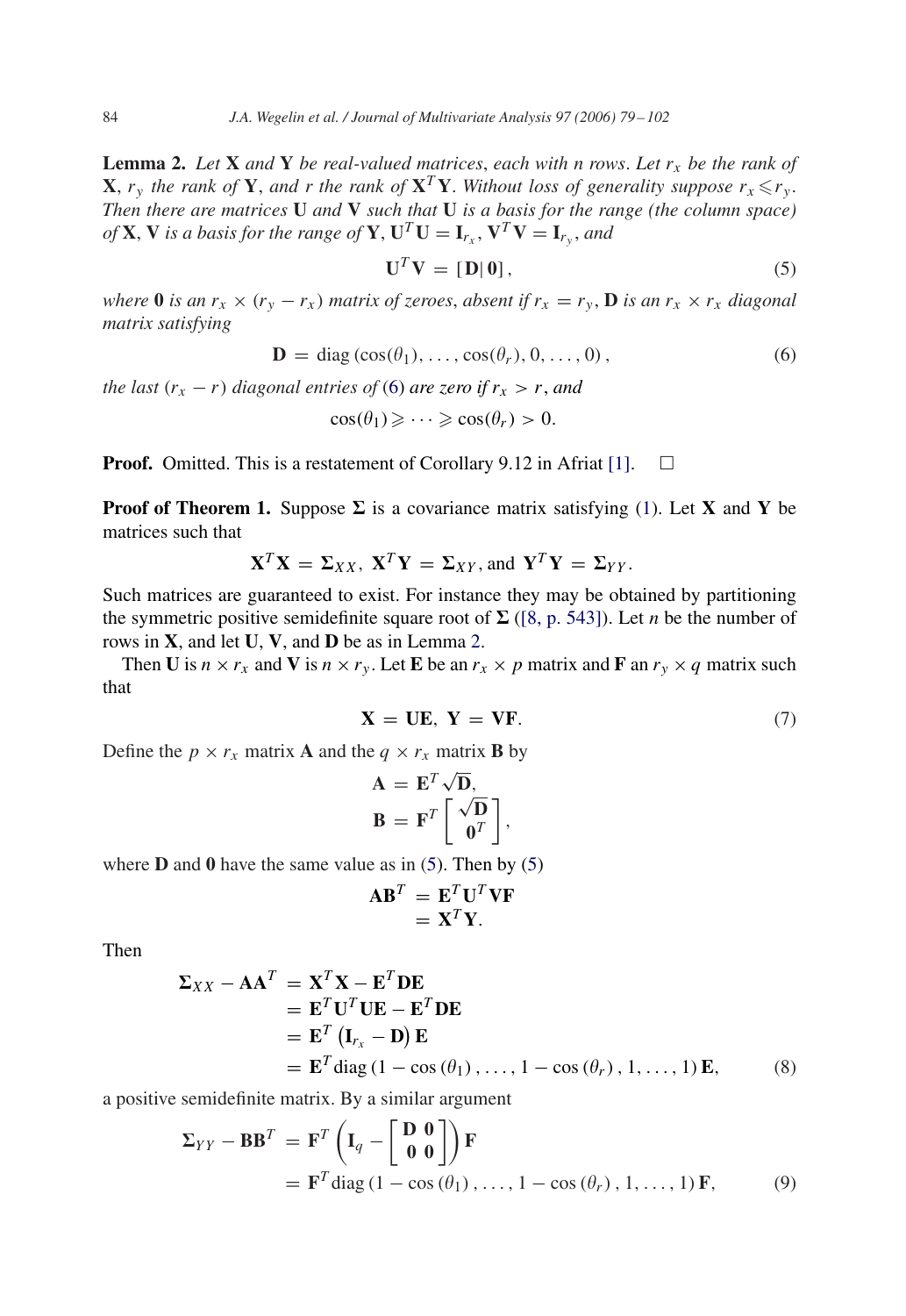**Lemma 2.** *Let* $\mathbf{X}$ *and* $\mathbf{Y}$ *be real-valued matrices, each with n rows. Let* $r_x$ *be the rank of* $\mathbf{X}$, $r_y$ *the rank of* $\mathbf{Y}$, *and r the rank of* $\mathbf{X}^T\mathbf{Y}$. *Without loss of generality suppose* $r_x \leqslant r_y$. *Then there are matrices* $\mathbf{U}$ *and* $\mathbf{V}$ *such that* $\mathbf{U}$ *is a basis for the range (the column space) of* $\mathbf{X}$, $\mathbf{V}$ *is a basis for the range of* $\mathbf{Y}$, $\mathbf{U}^T\mathbf{U} = \mathbf{I}_{r_x}$, $\mathbf{V}^T\mathbf{V} = \mathbf{I}_{r_y}$, *and*

$$\mathbf{U}^T\mathbf{V} = [\mathbf{D}|\,\mathbf{0}], \tag{5}$$

*where* $\mathbf{0}$ *is an* $r_x \times (r_y - r_x)$ *matrix of zeroes, absent if* $r_x = r_y$, $\mathbf{D}$ *is an* $r_x \times r_x$ *diagonal matrix satisfying*

$$\mathbf{D} = \operatorname{diag}\left(\cos(\theta_1), \ldots, \cos(\theta_r), 0, \ldots, 0\right), \tag{6}$$

*the last* $(r_x - r)$ *diagonal entries of* (6) *are zero if* $r_x > r$, *and*

$$\cos(\theta_1) \geqslant \cdots \geqslant \cos(\theta_r) > 0.$$

**Proof.** Omitted. This is a restatement of Corollary 9.12 in Afriat [1]. □

**Proof of Theorem 1.** Suppose $\boldsymbol{\Sigma}$ is a covariance matrix satisfying (1). Let $\mathbf{X}$ and $\mathbf{Y}$ be matrices such that

$$\mathbf{X}^T\mathbf{X} = \boldsymbol{\Sigma}_{XX},\ \mathbf{X}^T\mathbf{Y} = \boldsymbol{\Sigma}_{XY}, \text{and}\ \mathbf{Y}^T\mathbf{Y} = \boldsymbol{\Sigma}_{YY}.$$

Such matrices are guaranteed to exist. For instance they may be obtained by partitioning the symmetric positive semidefinite square root of $\boldsymbol{\Sigma}$ ([8, p. 543]). Let $n$ be the number of rows in $\mathbf{X}$, and let $\mathbf{U}$, $\mathbf{V}$, and $\mathbf{D}$ be as in Lemma 2.

Then $\mathbf{U}$ is $n \times r_x$ and $\mathbf{V}$ is $n \times r_y$. Let $\mathbf{E}$ be an $r_x \times p$ matrix and $\mathbf{F}$ an $r_y \times q$ matrix such that

$$\mathbf{X} = \mathbf{U}\mathbf{E},\ \mathbf{Y} = \mathbf{V}\mathbf{F}. \tag{7}$$

Define the $p \times r_x$ matrix $\mathbf{A}$ and the $q \times r_x$ matrix $\mathbf{B}$ by

$$\mathbf{A} = \mathbf{E}^T\sqrt{\mathbf{D}},$$
$$\mathbf{B} = \mathbf{F}^T\begin{bmatrix}\sqrt{\mathbf{D}}\\ \mathbf{0}^T\end{bmatrix},$$

where $\mathbf{D}$ and $\mathbf{0}$ have the same value as in (5). Then by (5)

$$\begin{aligned}\mathbf{A}\mathbf{B}^T &= \mathbf{E}^T\mathbf{U}^T\mathbf{V}\mathbf{F}\\ &= \mathbf{X}^T\mathbf{Y}.\end{aligned}$$

Then

$$\begin{aligned}\boldsymbol{\Sigma}_{XX} - \mathbf{A}\mathbf{A}^T &= \mathbf{X}^T\mathbf{X} - \mathbf{E}^T\mathbf{D}\mathbf{E}\\ &= \mathbf{E}^T\mathbf{U}^T\mathbf{U}\mathbf{E} - \mathbf{E}^T\mathbf{D}\mathbf{E}\\ &= \mathbf{E}^T\left(\mathbf{I}_{r_x} - \mathbf{D}\right)\mathbf{E}\\ &= \mathbf{E}^T\operatorname{diag}\left(1 - \cos\left(\theta_1\right), \ldots, 1 - \cos\left(\theta_r\right), 1, \ldots, 1\right)\mathbf{E},\end{aligned} \tag{8}$$

a positive semidefinite matrix. By a similar argument

$$\begin{aligned}\boldsymbol{\Sigma}_{YY} - \mathbf{B}\mathbf{B}^T &= \mathbf{F}^T\left(\mathbf{I}_q - \begin{bmatrix}\mathbf{D} & \mathbf{0}\\ \mathbf{0} & \mathbf{0}\end{bmatrix}\right)\mathbf{F}\\ &= \mathbf{F}^T\operatorname{diag}\left(1 - \cos\left(\theta_1\right), \ldots, 1 - \cos\left(\theta_r\right), 1, \ldots, 1\right)\mathbf{F},\end{aligned} \tag{9}$$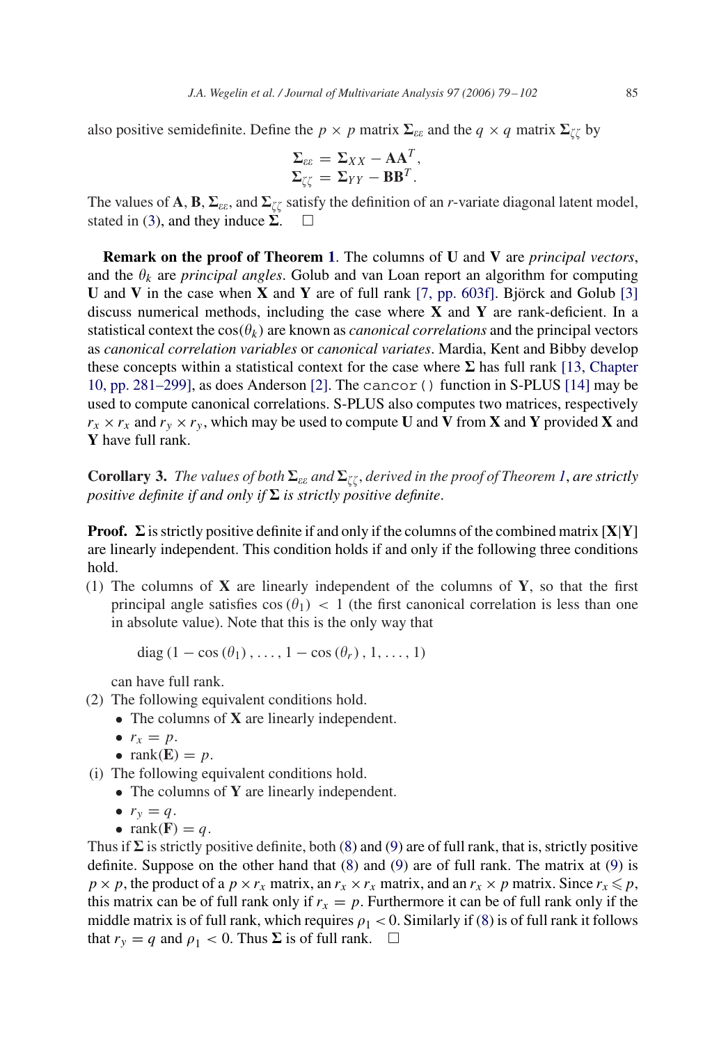also positive semidefinite. Define the $p \times p$ matrix $\boldsymbol{\Sigma}_{\varepsilon\varepsilon}$ and the $q \times q$ matrix $\boldsymbol{\Sigma}_{\zeta\zeta}$ by

$$\boldsymbol{\Sigma}_{\varepsilon\varepsilon} = \boldsymbol{\Sigma}_{XX} - \mathbf{A}\mathbf{A}^T,$$
$$\boldsymbol{\Sigma}_{\zeta\zeta} = \boldsymbol{\Sigma}_{YY} - \mathbf{B}\mathbf{B}^T.$$

The values of $\mathbf{A}$, $\mathbf{B}$, $\boldsymbol{\Sigma}_{\varepsilon\varepsilon}$, and $\boldsymbol{\Sigma}_{\zeta\zeta}$ satisfy the definition of an $r$-variate diagonal latent model, stated in (3), and they induce $\boldsymbol{\Sigma}$. □

**Remark on the proof of Theorem 1**. The columns of $\mathbf{U}$ and $\mathbf{V}$ are *principal vectors*, and the $\theta_k$ are *principal angles*. Golub and van Loan report an algorithm for computing $\mathbf{U}$ and $\mathbf{V}$ in the case when $\mathbf{X}$ and $\mathbf{Y}$ are of full rank [7, pp. 603f]. Björck and Golub [3] discuss numerical methods, including the case where $\mathbf{X}$ and $\mathbf{Y}$ are rank-deficient. In a statistical context the $\cos(\theta_k)$ are known as *canonical correlations* and the principal vectors as *canonical correlation variables* or *canonical variates*. Mardia, Kent and Bibby develop these concepts within a statistical context for the case where $\boldsymbol{\Sigma}$ has full rank [13, Chapter 10, pp. 281–299], as does Anderson [2]. The `cancor()` function in S-PLUS [14] may be used to compute canonical correlations. S-PLUS also computes two matrices, respectively $r_x \times r_x$ and $r_y \times r_y$, which may be used to compute $\mathbf{U}$ and $\mathbf{V}$ from $\mathbf{X}$ and $\mathbf{Y}$ provided $\mathbf{X}$ and $\mathbf{Y}$ have full rank.

**Corollary 3.** *The values of both $\boldsymbol{\Sigma}_{\varepsilon\varepsilon}$ and $\boldsymbol{\Sigma}_{\zeta\zeta}$, derived in the proof of Theorem 1, are strictly positive definite if and only if $\boldsymbol{\Sigma}$ is strictly positive definite.*

**Proof.** $\boldsymbol{\Sigma}$ is strictly positive definite if and only if the columns of the combined matrix $[\mathbf{X}|\mathbf{Y}]$ are linearly independent. This condition holds if and only if the following three conditions hold.

(1) The columns of $\mathbf{X}$ are linearly independent of the columns of $\mathbf{Y}$, so that the first principal angle satisfies $\cos(\theta_1) < 1$ (the first canonical correlation is less than one in absolute value). Note that this is the only way that

$$\operatorname{diag}(1 - \cos(\theta_1), \ldots, 1 - \cos(\theta_r), 1, \ldots, 1)$$

can have full rank.

(2) The following equivalent conditions hold.
- The columns of $\mathbf{X}$ are linearly independent.
- $r_x = p$.
- $\operatorname{rank}(\mathbf{E}) = p$.

(i) The following equivalent conditions hold.
- The columns of $\mathbf{Y}$ are linearly independent.
- $r_y = q$.
- $\operatorname{rank}(\mathbf{F}) = q$.

Thus if $\boldsymbol{\Sigma}$ is strictly positive definite, both (8) and (9) are of full rank, that is, strictly positive definite. Suppose on the other hand that (8) and (9) are of full rank. The matrix at (9) is $p \times p$, the product of a $p \times r_x$ matrix, an $r_x \times r_x$ matrix, and an $r_x \times p$ matrix. Since $r_x \leqslant p$, this matrix can be of full rank only if $r_x = p$. Furthermore it can be of full rank only if the middle matrix is of full rank, which requires $\rho_1 < 0$. Similarly if (8) is of full rank it follows that $r_y = q$ and $\rho_1 < 0$. Thus $\boldsymbol{\Sigma}$ is of full rank. □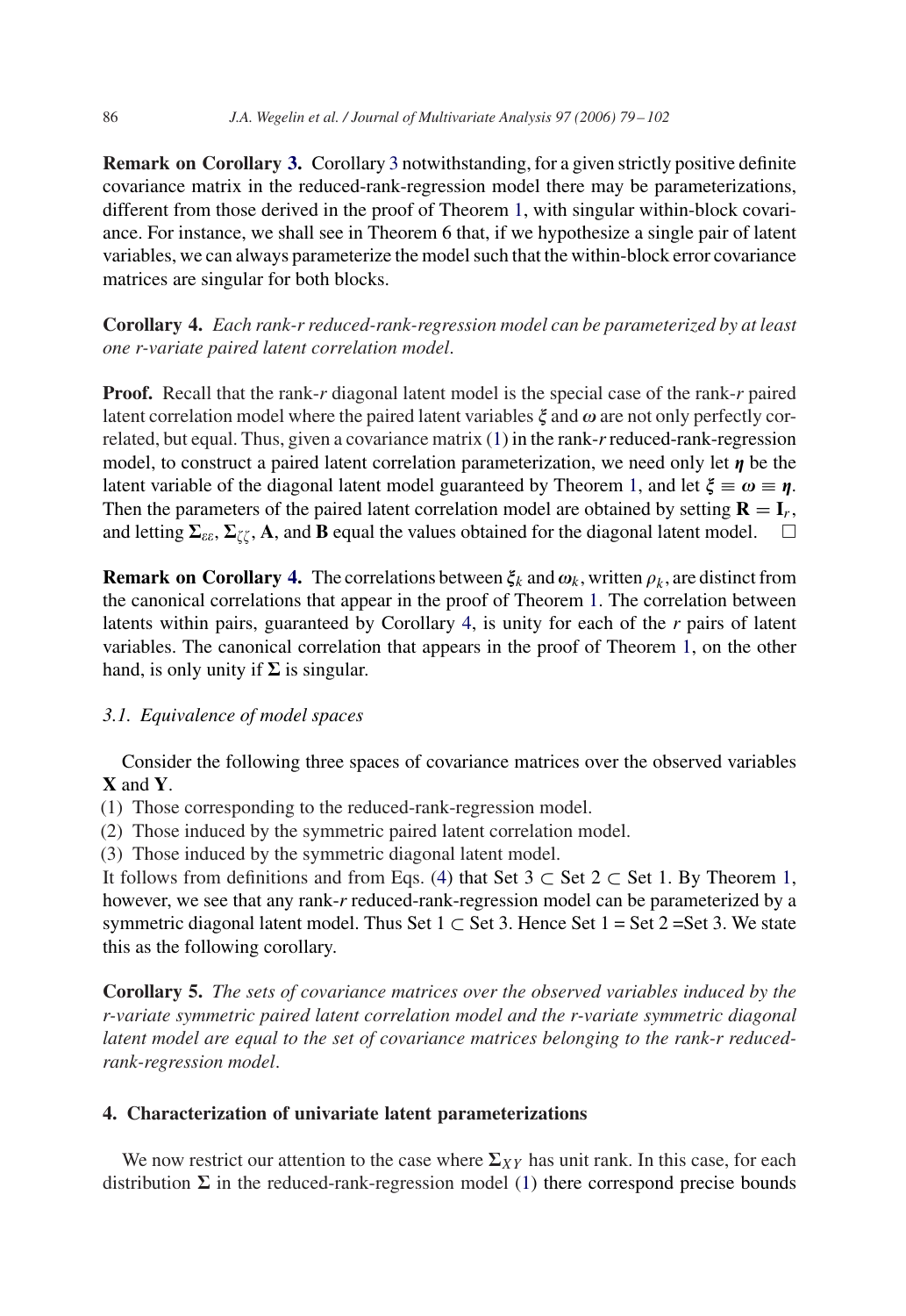**Remark on Corollary 3.** Corollary 3 notwithstanding, for a given strictly positive definite covariance matrix in the reduced-rank-regression model there may be parameterizations, different from those derived in the proof of Theorem 1, with singular within-block covariance. For instance, we shall see in Theorem 6 that, if we hypothesize a single pair of latent variables, we can always parameterize the model such that the within-block error covariance matrices are singular for both blocks.

**Corollary 4.** *Each rank-r reduced-rank-regression model can be parameterized by at least one r-variate paired latent correlation model.*

**Proof.** Recall that the rank-$r$ diagonal latent model is the special case of the rank-$r$ paired latent correlation model where the paired latent variables $\boldsymbol{\xi}$ and $\boldsymbol{\omega}$ are not only perfectly correlated, but equal. Thus, given a covariance matrix (1) in the rank-$r$ reduced-rank-regression model, to construct a paired latent correlation parameterization, we need only let $\boldsymbol{\eta}$ be the latent variable of the diagonal latent model guaranteed by Theorem 1, and let $\boldsymbol{\xi} \equiv \boldsymbol{\omega} \equiv \boldsymbol{\eta}$. Then the parameters of the paired latent correlation model are obtained by setting $\mathbf{R} = \mathbf{I}_r$, and letting $\boldsymbol{\Sigma}_{\varepsilon\varepsilon}$, $\boldsymbol{\Sigma}_{\zeta\zeta}$, $\mathbf{A}$, and $\mathbf{B}$ equal the values obtained for the diagonal latent model. □

**Remark on Corollary 4.** The correlations between $\boldsymbol{\xi}_k$ and $\boldsymbol{\omega}_k$, written $\rho_k$, are distinct from the canonical correlations that appear in the proof of Theorem 1. The correlation between latents within pairs, guaranteed by Corollary 4, is unity for each of the $r$ pairs of latent variables. The canonical correlation that appears in the proof of Theorem 1, on the other hand, is only unity if $\boldsymbol{\Sigma}$ is singular.

### 3.1. Equivalence of model spaces

Consider the following three spaces of covariance matrices over the observed variables $\mathbf{X}$ and $\mathbf{Y}$.

(1) Those corresponding to the reduced-rank-regression model.
(2) Those induced by the symmetric paired latent correlation model.
(3) Those induced by the symmetric diagonal latent model.

It follows from definitions and from Eqs. (4) that Set 3 $\subset$ Set 2 $\subset$ Set 1. By Theorem 1, however, we see that any rank-$r$ reduced-rank-regression model can be parameterized by a symmetric diagonal latent model. Thus Set 1 $\subset$ Set 3. Hence Set 1 = Set 2 =Set 3. We state this as the following corollary.

**Corollary 5.** *The sets of covariance matrices over the observed variables induced by the r-variate symmetric paired latent correlation model and the r-variate symmetric diagonal latent model are equal to the set of covariance matrices belonging to the rank-r reduced-rank-regression model.*

## 4. Characterization of univariate latent parameterizations

We now restrict our attention to the case where $\boldsymbol{\Sigma}_{XY}$ has unit rank. In this case, for each distribution $\boldsymbol{\Sigma}$ in the reduced-rank-regression model (1) there correspond precise bounds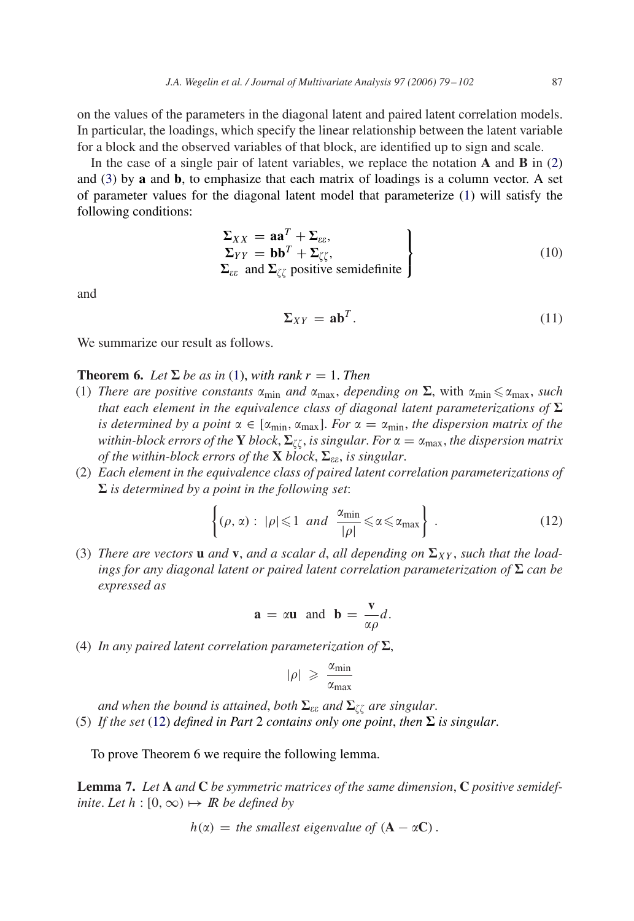on the values of the parameters in the diagonal latent and paired latent correlation models. In particular, the loadings, which specify the linear relationship between the latent variable for a block and the observed variables of that block, are identified up to sign and scale.

In the case of a single pair of latent variables, we replace the notation $\mathbf{A}$ and $\mathbf{B}$ in (2) and (3) by $\mathbf{a}$ and $\mathbf{b}$, to emphasize that each matrix of loadings is a column vector. A set of parameter values for the diagonal latent model that parameterize (1) will satisfy the following conditions:

$$\left.\begin{array}{r}\boldsymbol{\Sigma}_{XX} = \mathbf{a}\mathbf{a}^T + \boldsymbol{\Sigma}_{\varepsilon\varepsilon}, \\ \boldsymbol{\Sigma}_{YY} = \mathbf{b}\mathbf{b}^T + \boldsymbol{\Sigma}_{\zeta\zeta}, \\ \boldsymbol{\Sigma}_{\varepsilon\varepsilon} \text{ and } \boldsymbol{\Sigma}_{\zeta\zeta} \text{ positive semidefinite}\end{array}\right\} \tag{10}$$

and

$$\boldsymbol{\Sigma}_{XY} = \mathbf{a}\mathbf{b}^T. \tag{11}$$

We summarize our result as follows.

**Theorem 6.** *Let* $\boldsymbol{\Sigma}$ *be as in* (1), *with rank* $r = 1$. *Then*

(1) *There are positive constants* $\alpha_{\min}$ *and* $\alpha_{\max}$, *depending on* $\boldsymbol{\Sigma}$, with $\alpha_{\min} \leqslant \alpha_{\max}$, *such that each element in the equivalence class of diagonal latent parameterizations of* $\boldsymbol{\Sigma}$ *is determined by a point* $\alpha \in [\alpha_{\min}, \alpha_{\max}]$. *For* $\alpha = \alpha_{\min}$, *the dispersion matrix of the within-block errors of the* $\mathbf{Y}$ *block*, $\boldsymbol{\Sigma}_{\zeta\zeta}$, *is singular*. *For* $\alpha = \alpha_{\max}$, *the dispersion matrix of the within-block errors of the* $\mathbf{X}$ *block*, $\boldsymbol{\Sigma}_{\varepsilon\varepsilon}$, *is singular*.

(2) *Each element in the equivalence class of paired latent correlation parameterizations of* $\boldsymbol{\Sigma}$ *is determined by a point in the following set*:

$$\left\{(\rho, \alpha) : |\rho| \leqslant 1 \text{ and } \frac{\alpha_{\min}}{|\rho|} \leqslant \alpha \leqslant \alpha_{\max}\right\}. \tag{12}$$

(3) *There are vectors* $\mathbf{u}$ *and* $\mathbf{v}$, *and a scalar* $d$, *all depending on* $\boldsymbol{\Sigma}_{XY}$, *such that the loadings for any diagonal latent or paired latent correlation parameterization of* $\boldsymbol{\Sigma}$ *can be expressed as*

$$\mathbf{a} = \alpha\mathbf{u} \text{ and } \mathbf{b} = \frac{\mathbf{v}}{\alpha\rho}d.$$

(4) *In any paired latent correlation parameterization of* $\boldsymbol{\Sigma}$,

$$|\rho| \geqslant \frac{\alpha_{\min}}{\alpha_{\max}}$$

*and when the bound is attained*, *both* $\boldsymbol{\Sigma}_{\varepsilon\varepsilon}$ *and* $\boldsymbol{\Sigma}_{\zeta\zeta}$ *are singular*.

(5) *If the set* (12) *defined in Part* 2 *contains only one point*, *then* $\boldsymbol{\Sigma}$ *is singular*.

To prove Theorem 6 we require the following lemma.

**Lemma 7.** *Let* $\mathbf{A}$ *and* $\mathbf{C}$ *be symmetric matrices of the same dimension*, $\mathbf{C}$ *positive semidefinite*. *Let* $h : [0, \infty) \mapsto \mathbb{R}$ *be defined by*

$$h(\alpha) = \text{the smallest eigenvalue of } (\mathbf{A} - \alpha\mathbf{C}).$$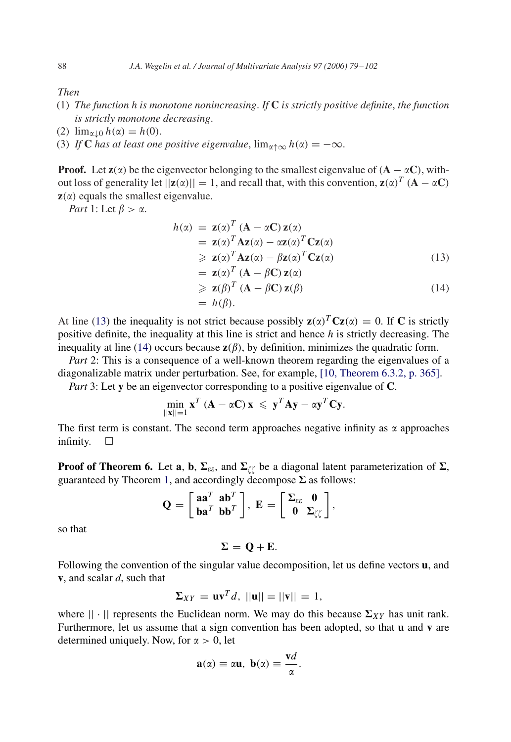*Then*

(1) *The function h is monotone nonincreasing. If* $\mathbf{C}$ *is strictly positive definite, the function is strictly monotone decreasing.*
(2) $\lim_{\alpha \downarrow 0} h(\alpha) = h(0)$.
(3) *If* $\mathbf{C}$ *has at least one positive eigenvalue,* $\lim_{\alpha \uparrow \infty} h(\alpha) = -\infty$.

**Proof.** Let $\mathbf{z}(\alpha)$ be the eigenvector belonging to the smallest eigenvalue of $(\mathbf{A} - \alpha\mathbf{C})$, without loss of generality let $||\mathbf{z}(\alpha)|| = 1$, and recall that, with this convention, $\mathbf{z}(\alpha)^T (\mathbf{A} - \alpha\mathbf{C})\, \mathbf{z}(\alpha)$ equals the smallest eigenvalue.

*Part* 1: Let $\beta > \alpha$.

$$
\begin{aligned}
h(\alpha) &= \mathbf{z}(\alpha)^T (\mathbf{A} - \alpha\mathbf{C})\, \mathbf{z}(\alpha) \\
&= \mathbf{z}(\alpha)^T \mathbf{A}\mathbf{z}(\alpha) - \alpha \mathbf{z}(\alpha)^T \mathbf{C}\mathbf{z}(\alpha) \\
&\geqslant \mathbf{z}(\alpha)^T \mathbf{A}\mathbf{z}(\alpha) - \beta \mathbf{z}(\alpha)^T \mathbf{C}\mathbf{z}(\alpha) \qquad (13) \\
&= \mathbf{z}(\alpha)^T (\mathbf{A} - \beta\mathbf{C})\, \mathbf{z}(\alpha) \\
&\geqslant \mathbf{z}(\beta)^T (\mathbf{A} - \beta\mathbf{C})\, \mathbf{z}(\beta) \qquad (14) \\
&= h(\beta).
\end{aligned}
$$

At line (13) the inequality is not strict because possibly $\mathbf{z}(\alpha)^T \mathbf{C}\mathbf{z}(\alpha) = 0$. If $\mathbf{C}$ is strictly positive definite, the inequality at this line is strict and hence $h$ is strictly decreasing. The inequality at line (14) occurs because $\mathbf{z}(\beta)$, by definition, minimizes the quadratic form.

*Part* 2: This is a consequence of a well-known theorem regarding the eigenvalues of a diagonalizable matrix under perturbation. See, for example, [10, Theorem 6.3.2, p. 365].

*Part* 3: Let $\mathbf{y}$ be an eigenvector corresponding to a positive eigenvalue of $\mathbf{C}$.

$$
\min_{||\mathbf{x}||=1} \mathbf{x}^T (\mathbf{A} - \alpha\mathbf{C})\, \mathbf{x} \leqslant \mathbf{y}^T \mathbf{A}\mathbf{y} - \alpha \mathbf{y}^T \mathbf{C}\mathbf{y}.
$$

The first term is constant. The second term approaches negative infinity as $\alpha$ approaches infinity. $\square$

**Proof of Theorem 6.** Let $\mathbf{a}$, $\mathbf{b}$, $\boldsymbol{\Sigma}_{\varepsilon\varepsilon}$, and $\boldsymbol{\Sigma}_{\zeta\zeta}$ be a diagonal latent parameterization of $\boldsymbol{\Sigma}$, guaranteed by Theorem 1, and accordingly decompose $\boldsymbol{\Sigma}$ as follows:

$$
\mathbf{Q} = \begin{bmatrix} \mathbf{a}\mathbf{a}^T & \mathbf{a}\mathbf{b}^T \\ \mathbf{b}\mathbf{a}^T & \mathbf{b}\mathbf{b}^T \end{bmatrix}, \; \mathbf{E} = \begin{bmatrix} \boldsymbol{\Sigma}_{\varepsilon\varepsilon} & \mathbf{0} \\ \mathbf{0} & \boldsymbol{\Sigma}_{\zeta\zeta} \end{bmatrix},
$$

so that

$$
\boldsymbol{\Sigma} = \mathbf{Q} + \mathbf{E}.
$$

Following the convention of the singular value decomposition, let us define vectors $\mathbf{u}$, and $\mathbf{v}$, and scalar $d$, such that

$$
\boldsymbol{\Sigma}_{XY} = \mathbf{u}\mathbf{v}^T d, \; ||\mathbf{u}|| = ||\mathbf{v}|| = 1,
$$

where $||\cdot||$ represents the Euclidean norm. We may do this because $\boldsymbol{\Sigma}_{XY}$ has unit rank. Furthermore, let us assume that a sign convention has been adopted, so that $\mathbf{u}$ and $\mathbf{v}$ are determined uniquely. Now, for $\alpha > 0$, let

$$
\mathbf{a}(\alpha) \equiv \alpha\mathbf{u}, \; \mathbf{b}(\alpha) \equiv \frac{\mathbf{v}d}{\alpha}.
$$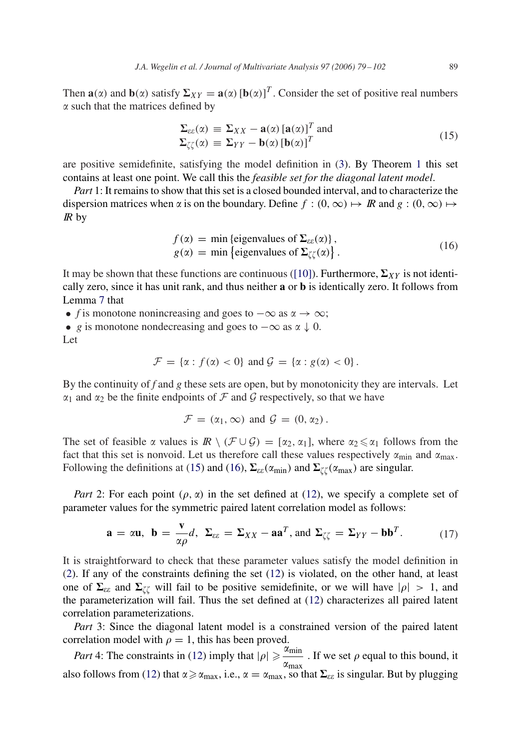Then $\mathbf{a}(\alpha)$ and $\mathbf{b}(\alpha)$ satisfy $\mathbf{\Sigma}_{XY} = \mathbf{a}(\alpha)\,[\mathbf{b}(\alpha)]^T$. Consider the set of positive real numbers $\alpha$ such that the matrices defined by

$$\begin{aligned}\mathbf{\Sigma}_{\varepsilon\varepsilon}(\alpha) &\equiv \mathbf{\Sigma}_{XX} - \mathbf{a}(\alpha)\,[\mathbf{a}(\alpha)]^T \text{ and} \\ \mathbf{\Sigma}_{\zeta\zeta}(\alpha) &\equiv \mathbf{\Sigma}_{YY} - \mathbf{b}(\alpha)\,[\mathbf{b}(\alpha)]^T\end{aligned} \tag{15}$$

are positive semidefinite, satisfying the model definition in (3). By Theorem 1 this set contains at least one point. We call this the *feasible set for the diagonal latent model*.

*Part* 1: It remains to show that this set is a closed bounded interval, and to characterize the dispersion matrices when $\alpha$ is on the boundary. Define $f : (0, \infty) \mapsto \mathbb{R}$ and $g : (0, \infty) \mapsto \mathbb{R}$ by

$$\begin{aligned}f(\alpha) &= \min\{\text{eigenvalues of } \mathbf{\Sigma}_{\varepsilon\varepsilon}(\alpha)\}, \\ g(\alpha) &= \min\left\{\text{eigenvalues of } \mathbf{\Sigma}_{\zeta\zeta}(\alpha)\right\}.\end{aligned} \tag{16}$$

It may be shown that these functions are continuous ([10]). Furthermore, $\mathbf{\Sigma}_{XY}$ is not identically zero, since it has unit rank, and thus neither $\mathbf{a}$ or $\mathbf{b}$ is identically zero. It follows from Lemma 7 that

- $f$ is monotone nonincreasing and goes to $-\infty$ as $\alpha \to \infty$;
- $g$ is monotone nondecreasing and goes to $-\infty$ as $\alpha \downarrow 0$.

Let

$$\mathcal{F} = \{\alpha : f(\alpha) < 0\} \text{ and } \mathcal{G} = \{\alpha : g(\alpha) < 0\}.$$

By the continuity of $f$ and $g$ these sets are open, but by monotonicity they are intervals. Let $\alpha_1$ and $\alpha_2$ be the finite endpoints of $\mathcal{F}$ and $\mathcal{G}$ respectively, so that we have

$$\mathcal{F} = (\alpha_1, \infty) \text{ and } \mathcal{G} = (0, \alpha_2).$$

The set of feasible $\alpha$ values is $\mathbb{R} \setminus (\mathcal{F} \cup \mathcal{G}) = [\alpha_2, \alpha_1]$, where $\alpha_2 \leqslant \alpha_1$ follows from the fact that this set is nonvoid. Let us therefore call these values respectively $\alpha_{\min}$ and $\alpha_{\max}$. Following the definitions at (15) and (16), $\mathbf{\Sigma}_{\varepsilon\varepsilon}(\alpha_{\min})$ and $\mathbf{\Sigma}_{\zeta\zeta}(\alpha_{\max})$ are singular.

*Part* 2: For each point $(\rho, \alpha)$ in the set defined at (12), we specify a complete set of parameter values for the symmetric paired latent correlation model as follows:

$$\mathbf{a} = \alpha\mathbf{u},\ \mathbf{b} = \frac{\mathbf{v}}{\alpha\rho}d,\ \mathbf{\Sigma}_{\varepsilon\varepsilon} = \mathbf{\Sigma}_{XX} - \mathbf{a}\mathbf{a}^T, \text{and } \mathbf{\Sigma}_{\zeta\zeta} = \mathbf{\Sigma}_{YY} - \mathbf{b}\mathbf{b}^T. \tag{17}$$

It is straightforward to check that these parameter values satisfy the model definition in (2). If any of the constraints defining the set (12) is violated, on the other hand, at least one of $\mathbf{\Sigma}_{\varepsilon\varepsilon}$ and $\mathbf{\Sigma}_{\zeta\zeta}$ will fail to be positive semidefinite, or we will have $|\rho| > 1$, and the parameterization will fail. Thus the set defined at (12) characterizes all paired latent correlation parameterizations.

*Part* 3: Since the diagonal latent model is a constrained version of the paired latent correlation model with $\rho = 1$, this has been proved.

*Part* 4: The constraints in (12) imply that $|\rho| \geqslant \dfrac{\alpha_{\min}}{\alpha_{\max}}$. If we set $\rho$ equal to this bound, it also follows from (12) that $\alpha \geqslant \alpha_{\max}$, i.e., $\alpha = \alpha_{\max}$, so that $\mathbf{\Sigma}_{\varepsilon\varepsilon}$ is singular. But by plugging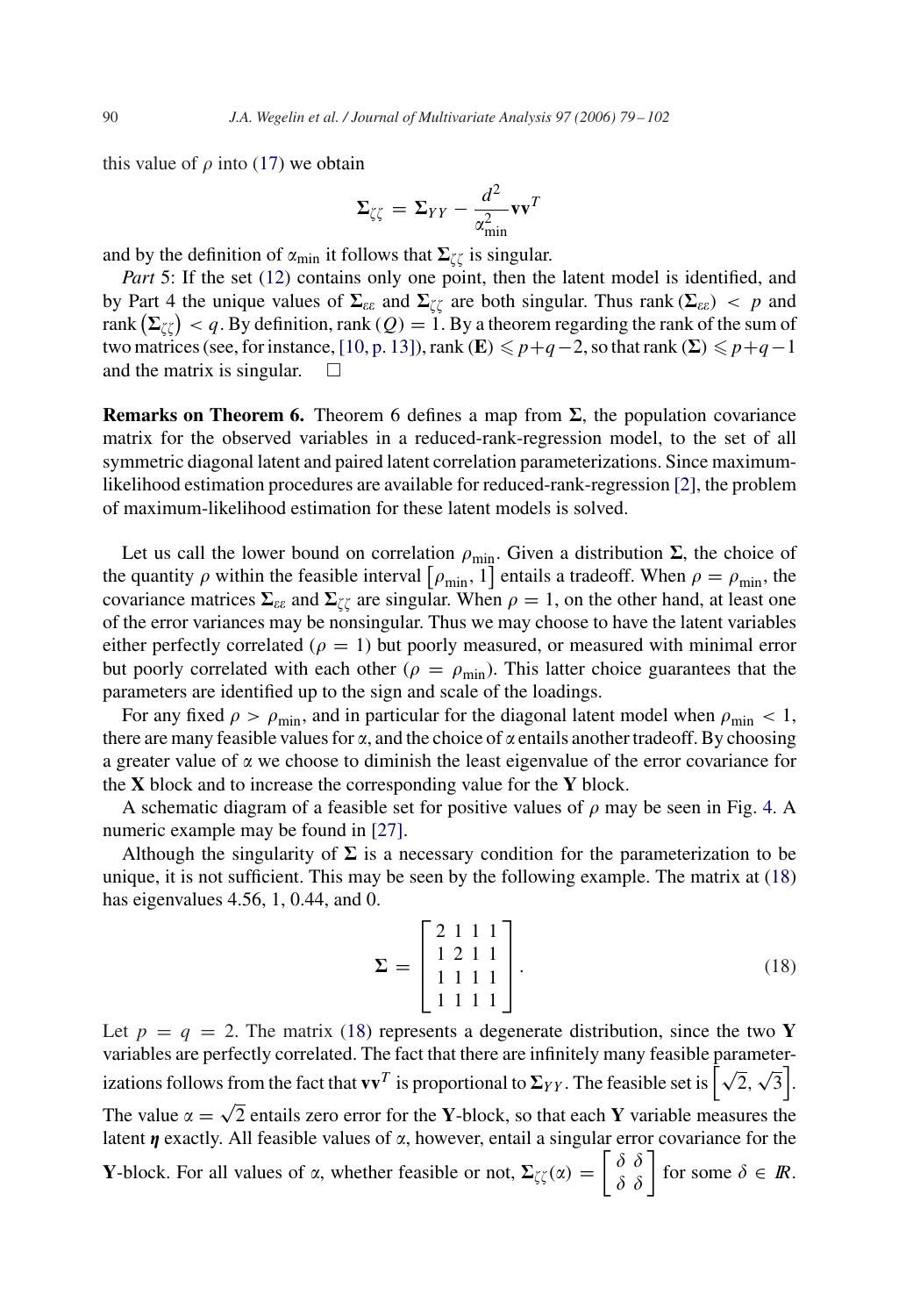this value of $\rho$ into (17) we obtain

$$\mathbf{\Sigma}_{\zeta\zeta} = \mathbf{\Sigma}_{YY} - \frac{d^2}{\alpha_{\min}^2}\mathbf{v}\mathbf{v}^T$$

and by the definition of $\alpha_{\min}$ it follows that $\mathbf{\Sigma}_{\zeta\zeta}$ is singular.

*Part* 5: If the set (12) contains only one point, then the latent model is identified, and by Part 4 the unique values of $\mathbf{\Sigma}_{\varepsilon\varepsilon}$ and $\mathbf{\Sigma}_{\zeta\zeta}$ are both singular. Thus rank $(\mathbf{\Sigma}_{\varepsilon\varepsilon}) < p$ and rank $(\mathbf{\Sigma}_{\zeta\zeta}) < q$. By definition, rank $(Q) = 1$. By a theorem regarding the rank of the sum of two matrices (see, for instance, [10, p. 13]), rank $(\mathbf{E}) \leqslant p+q-2$, so that rank $(\mathbf{\Sigma}) \leqslant p+q-1$ and the matrix is singular. □

**Remarks on Theorem 6.** Theorem 6 defines a map from $\mathbf{\Sigma}$, the population covariance matrix for the observed variables in a reduced-rank-regression model, to the set of all symmetric diagonal latent and paired latent correlation parameterizations. Since maximum-likelihood estimation procedures are available for reduced-rank-regression [2], the problem of maximum-likelihood estimation for these latent models is solved.

Let us call the lower bound on correlation $\rho_{\min}$. Given a distribution $\mathbf{\Sigma}$, the choice of the quantity $\rho$ within the feasible interval $[\rho_{\min}, 1]$ entails a tradeoff. When $\rho = \rho_{\min}$, the covariance matrices $\mathbf{\Sigma}_{\varepsilon\varepsilon}$ and $\mathbf{\Sigma}_{\zeta\zeta}$ are singular. When $\rho = 1$, on the other hand, at least one of the error variances may be nonsingular. Thus we may choose to have the latent variables either perfectly correlated ($\rho = 1$) but poorly measured, or measured with minimal error but poorly correlated with each other ($\rho = \rho_{\min}$). This latter choice guarantees that the parameters are identified up to the sign and scale of the loadings.

For any fixed $\rho > \rho_{\min}$, and in particular for the diagonal latent model when $\rho_{\min} < 1$, there are many feasible values for $\alpha$, and the choice of $\alpha$ entails another tradeoff. By choosing a greater value of $\alpha$ we choose to diminish the least eigenvalue of the error covariance for the $\mathbf{X}$ block and to increase the corresponding value for the $\mathbf{Y}$ block.

A schematic diagram of a feasible set for positive values of $\rho$ may be seen in Fig. 4. A numeric example may be found in [27].

Although the singularity of $\mathbf{\Sigma}$ is a necessary condition for the parameterization to be unique, it is not sufficient. This may be seen by the following example. The matrix at (18) has eigenvalues 4.56, 1, 0.44, and 0.

$$\mathbf{\Sigma} = \begin{bmatrix} 2 & 1 & 1 & 1 \\ 1 & 2 & 1 & 1 \\ 1 & 1 & 1 & 1 \\ 1 & 1 & 1 & 1 \end{bmatrix}. \tag{18}$$

Let $p = q = 2$. The matrix (18) represents a degenerate distribution, since the two $\mathbf{Y}$ variables are perfectly correlated. The fact that there are infinitely many feasible parameterizations follows from the fact that $\mathbf{v}\mathbf{v}^T$ is proportional to $\mathbf{\Sigma}_{YY}$. The feasible set is $\left[\sqrt{2}, \sqrt{3}\right]$. The value $\alpha = \sqrt{2}$ entails zero error for the $\mathbf{Y}$-block, so that each $\mathbf{Y}$ variable measures the latent $\boldsymbol{\eta}$ exactly. All feasible values of $\alpha$, however, entail a singular error covariance for the $\mathbf{Y}$-block. For all values of $\alpha$, whether feasible or not, $\mathbf{\Sigma}_{\zeta\zeta}(\alpha) = \begin{bmatrix} \delta & \delta \\ \delta & \delta \end{bmatrix}$ for some $\delta \in \mathbb{R}$.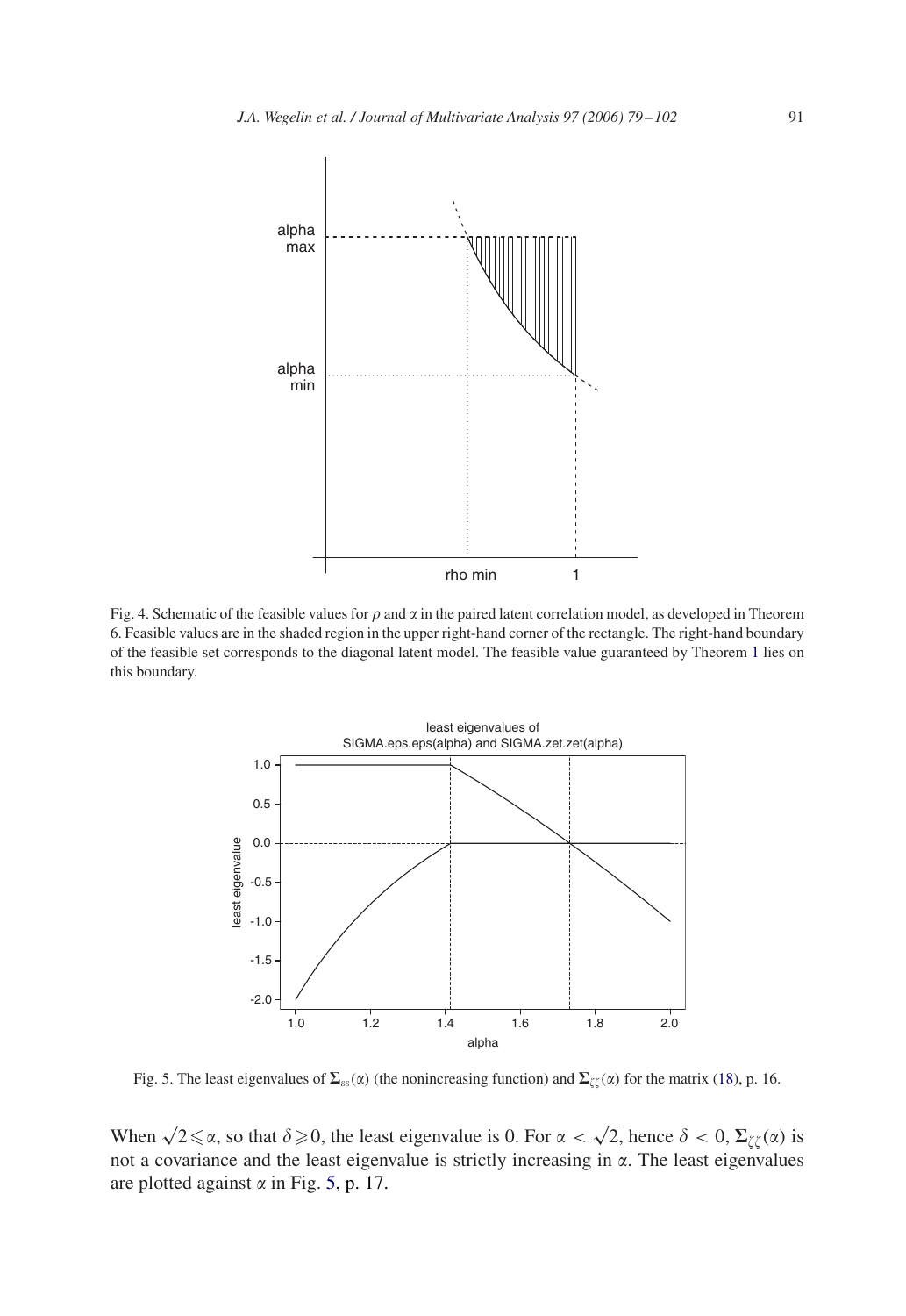Fig. 4. Schematic of the feasible values for $\rho$ and $\alpha$ in the paired latent correlation model, as developed in Theorem 6. Feasible values are in the shaded region in the upper right-hand corner of the rectangle. The right-hand boundary of the feasible set corresponds to the diagonal latent model. The feasible value guaranteed by Theorem 1 lies on this boundary.

Fig. 5. The least eigenvalues of $\mathbf{\Sigma}_{\varepsilon\varepsilon}(\alpha)$ (the nonincreasing function) and $\mathbf{\Sigma}_{\zeta\zeta}(\alpha)$ for the matrix (18), p. 16.

When $\sqrt{2} \leqslant \alpha$, so that $\delta \geqslant 0$, the least eigenvalue is 0. For $\alpha < \sqrt{2}$, hence $\delta < 0$, $\mathbf{\Sigma}_{\zeta\zeta}(\alpha)$ is not a covariance and the least eigenvalue is strictly increasing in $\alpha$. The least eigenvalues are plotted against $\alpha$ in Fig. 5, p. 17.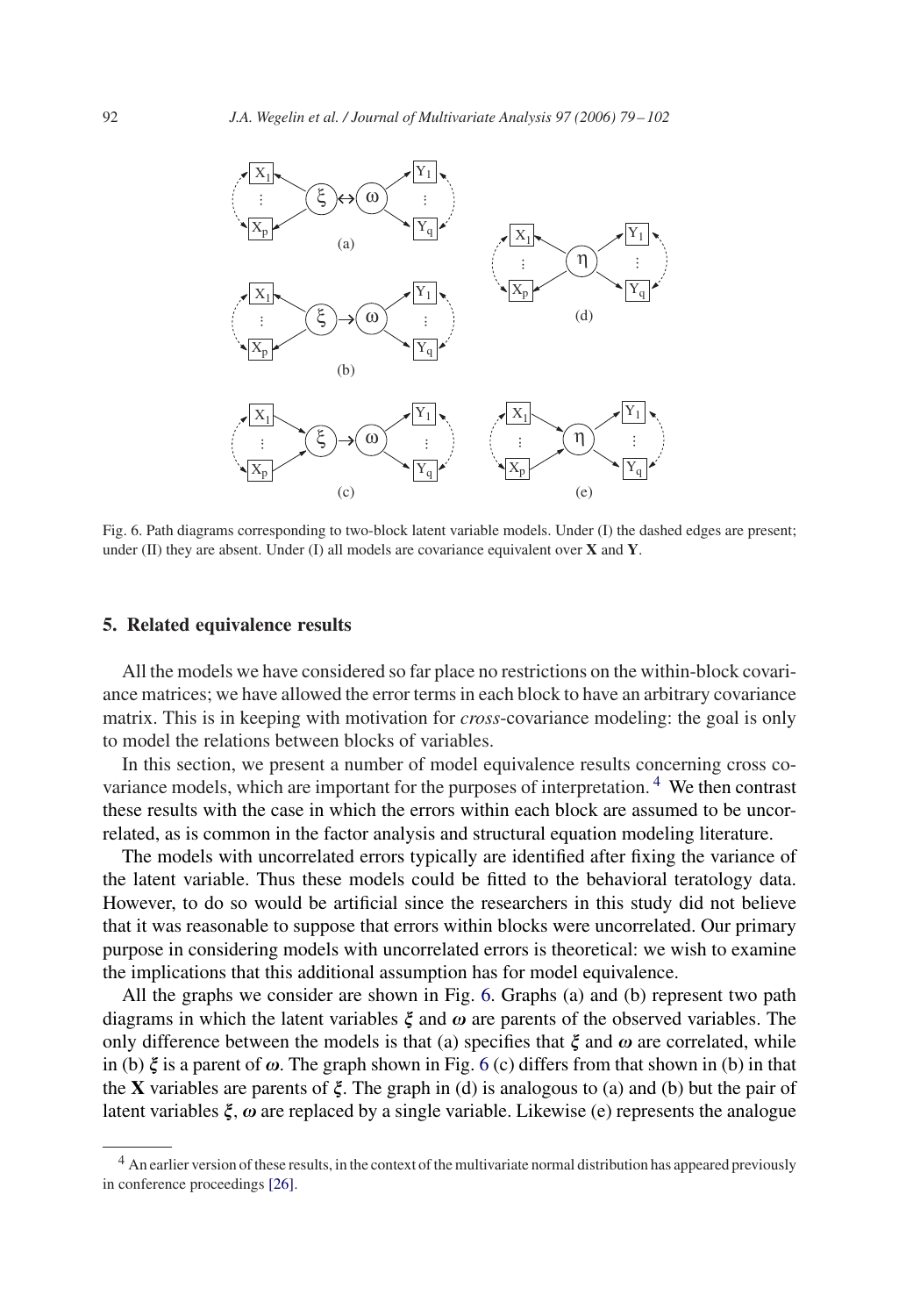Fig. 6. Path diagrams corresponding to two-block latent variable models. Under (I) the dashed edges are present; under (II) they are absent. Under (I) all models are covariance equivalent over **X** and **Y**.

## 5. Related equivalence results

All the models we have considered so far place no restrictions on the within-block covariance matrices; we have allowed the error terms in each block to have an arbitrary covariance matrix. This is in keeping with motivation for *cross*-covariance modeling: the goal is only to model the relations between blocks of variables.

In this section, we present a number of model equivalence results concerning cross covariance models, which are important for the purposes of interpretation.[4] We then contrast these results with the case in which the errors within each block are assumed to be uncorrelated, as is common in the factor analysis and structural equation modeling literature.

The models with uncorrelated errors typically are identified after fixing the variance of the latent variable. Thus these models could be fitted to the behavioral teratology data. However, to do so would be artificial since the researchers in this study did not believe that it was reasonable to suppose that errors within blocks were uncorrelated. Our primary purpose in considering models with uncorrelated errors is theoretical: we wish to examine the implications that this additional assumption has for model equivalence.

All the graphs we consider are shown in Fig. 6. Graphs (a) and (b) represent two path diagrams in which the latent variables $\boldsymbol{\xi}$ and $\boldsymbol{\omega}$ are parents of the observed variables. The only difference between the models is that (a) specifies that $\boldsymbol{\xi}$ and $\boldsymbol{\omega}$ are correlated, while in (b) $\boldsymbol{\xi}$ is a parent of $\boldsymbol{\omega}$. The graph shown in Fig. 6 (c) differs from that shown in (b) in that the **X** variables are parents of $\boldsymbol{\xi}$. The graph in (d) is analogous to (a) and (b) but the pair of latent variables $\boldsymbol{\xi}, \boldsymbol{\omega}$ are replaced by a single variable. Likewise (e) represents the analogue

[4] An earlier version of these results, in the context of the multivariate normal distribution has appeared previously in conference proceedings [26].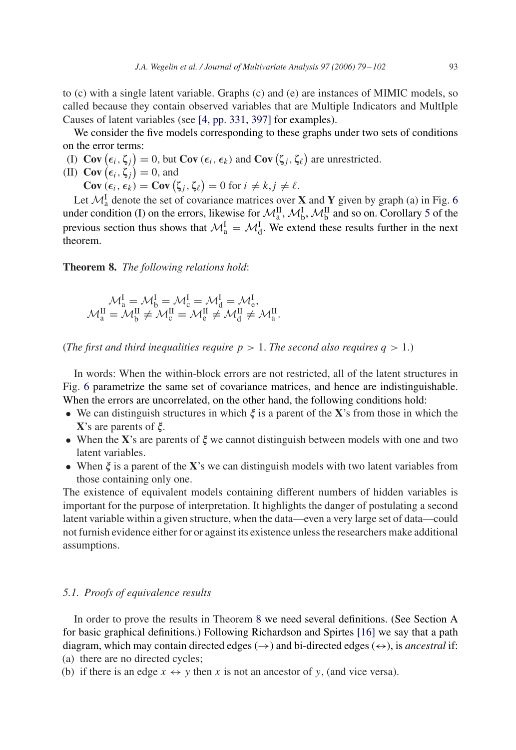to (c) with a single latent variable. Graphs (c) and (e) are instances of MIMIC models, so called because they contain observed variables that are Multiple Indicators and MultIple Causes of latent variables (see [4, pp. 331, 397] for examples).

We consider the five models corresponding to these graphs under two sets of conditions on the error terms:

(I) $\mathbf{Cov}\left(\epsilon_i, \zeta_j\right) = 0$, but $\mathbf{Cov}\left(\epsilon_i, \epsilon_k\right)$ and $\mathbf{Cov}\left(\zeta_j, \zeta_\ell\right)$ are unrestricted.
(II) $\mathbf{Cov}\left(\epsilon_i, \zeta_j\right) = 0$, and
$\mathbf{Cov}\left(\epsilon_i, \epsilon_k\right) = \mathbf{Cov}\left(\zeta_j, \zeta_\ell\right) = 0$ for $i \neq k, j \neq \ell$.

Let $\mathcal{M}_{\mathrm{a}}^{\mathrm{I}}$ denote the set of covariance matrices over $\mathbf{X}$ and $\mathbf{Y}$ given by graph (a) in Fig. 6 under condition (I) on the errors, likewise for $\mathcal{M}_{\mathrm{a}}^{\mathrm{II}}$, $\mathcal{M}_{\mathrm{b}}^{\mathrm{I}}$, $\mathcal{M}_{\mathrm{b}}^{\mathrm{II}}$ and so on. Corollary 5 of the previous section thus shows that $\mathcal{M}_{\mathrm{a}}^{\mathrm{I}} = \mathcal{M}_{\mathrm{d}}^{\mathrm{I}}$. We extend these results further in the next theorem.

**Theorem 8.** *The following relations hold*:

$$\mathcal{M}_{\mathrm{a}}^{\mathrm{I}} = \mathcal{M}_{\mathrm{b}}^{\mathrm{I}} = \mathcal{M}_{\mathrm{c}}^{\mathrm{I}} = \mathcal{M}_{\mathrm{d}}^{\mathrm{I}} = \mathcal{M}_{\mathrm{e}}^{\mathrm{I}},$$
$$\mathcal{M}_{\mathrm{a}}^{\mathrm{II}} = \mathcal{M}_{\mathrm{b}}^{\mathrm{II}} \neq \mathcal{M}_{\mathrm{c}}^{\mathrm{II}} = \mathcal{M}_{\mathrm{e}}^{\mathrm{II}} \neq \mathcal{M}_{\mathrm{d}}^{\mathrm{II}} \neq \mathcal{M}_{\mathrm{a}}^{\mathrm{II}}.$$

(*The first and third inequalities require* $p > 1$. *The second also requires* $q > 1$.)

In words: When the within-block errors are not restricted, all of the latent structures in Fig. 6 parametrize the same set of covariance matrices, and hence are indistinguishable. When the errors are uncorrelated, on the other hand, the following conditions hold:

- We can distinguish structures in which $\boldsymbol{\xi}$ is a parent of the $\mathbf{X}$'s from those in which the $\mathbf{X}$'s are parents of $\boldsymbol{\xi}$.
- When the $\mathbf{X}$'s are parents of $\boldsymbol{\xi}$ we cannot distinguish between models with one and two latent variables.
- When $\boldsymbol{\xi}$ is a parent of the $\mathbf{X}$'s we can distinguish models with two latent variables from those containing only one.

The existence of equivalent models containing different numbers of hidden variables is important for the purpose of interpretation. It highlights the danger of postulating a second latent variable within a given structure, when the data—even a very large set of data—could not furnish evidence either for or against its existence unless the researchers make additional assumptions.

### 5.1. Proofs of equivalence results

In order to prove the results in Theorem 8 we need several definitions. (See Section A for basic graphical definitions.) Following Richardson and Spirtes [16] we say that a path diagram, which may contain directed edges ($\rightarrow$) and bi-directed edges ($\leftrightarrow$), is *ancestral* if:

(a) there are no directed cycles;
(b) if there is an edge $x \leftrightarrow y$ then $x$ is not an ancestor of $y$, (and vice versa).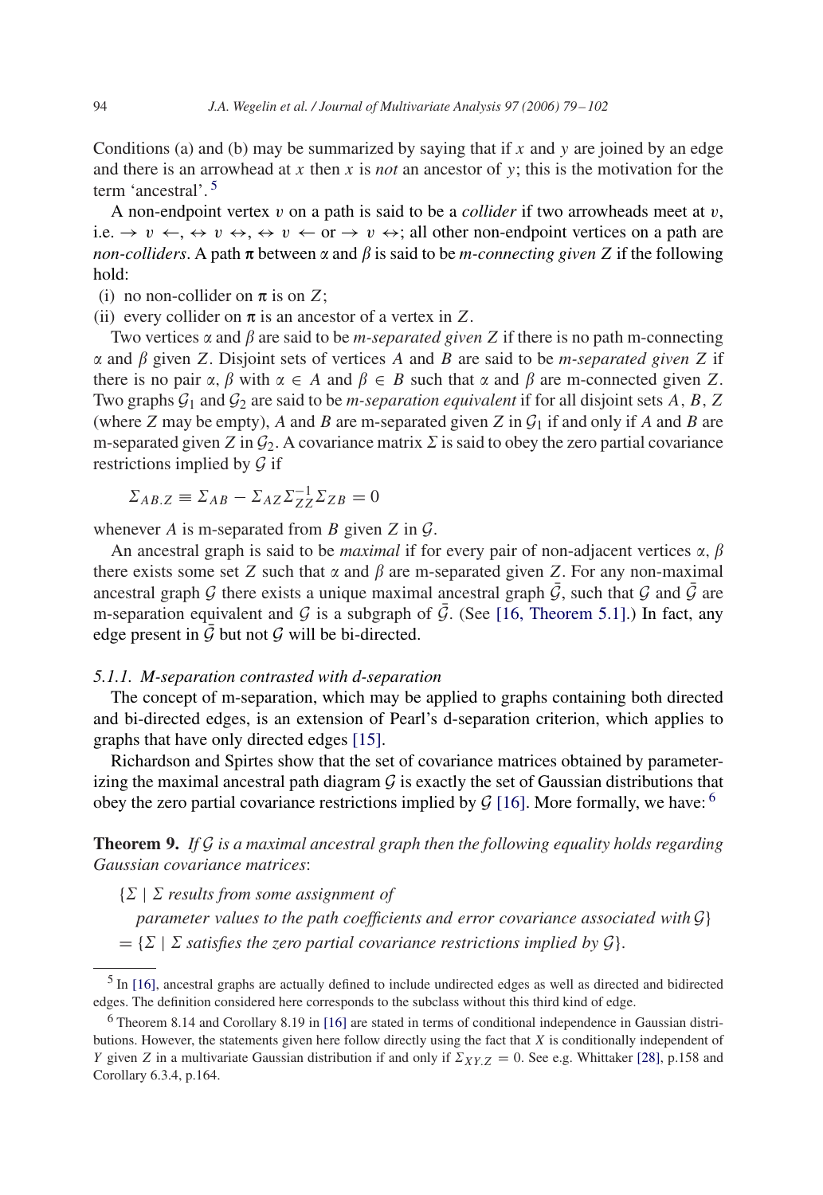Conditions (a) and (b) may be summarized by saying that if $x$ and $y$ are joined by an edge and there is an arrowhead at $x$ then $x$ is *not* an ancestor of $y$; this is the motivation for the term 'ancestral'. [5]

A non-endpoint vertex $v$ on a path is said to be a *collider* if two arrowheads meet at $v$, i.e. $\rightarrow v \leftarrow$, $\leftrightarrow v \leftrightarrow$, $\leftrightarrow v \leftarrow$ or $\rightarrow v \leftrightarrow$; all other non-endpoint vertices on a path are *non-colliders*. A path $\boldsymbol{\pi}$ between $\alpha$ and $\beta$ is said to be *m-connecting given* $Z$ if the following hold:

(i) no non-collider on $\boldsymbol{\pi}$ is on $Z$;
(ii) every collider on $\boldsymbol{\pi}$ is an ancestor of a vertex in $Z$.

Two vertices $\alpha$ and $\beta$ are said to be *m-separated given* $Z$ if there is no path m-connecting $\alpha$ and $\beta$ given $Z$. Disjoint sets of vertices $A$ and $B$ are said to be *m-separated given* $Z$ if there is no pair $\alpha, \beta$ with $\alpha \in A$ and $\beta \in B$ such that $\alpha$ and $\beta$ are m-connected given $Z$. Two graphs $\mathcal{G}_1$ and $\mathcal{G}_2$ are said to be *m-separation equivalent* if for all disjoint sets $A, B, Z$ (where $Z$ may be empty), $A$ and $B$ are m-separated given $Z$ in $\mathcal{G}_1$ if and only if $A$ and $B$ are m-separated given $Z$ in $\mathcal{G}_2$. A covariance matrix $\Sigma$ is said to obey the zero partial covariance restrictions implied by $\mathcal{G}$ if

$$\Sigma_{AB.Z} \equiv \Sigma_{AB} - \Sigma_{AZ}\Sigma_{ZZ}^{-1}\Sigma_{ZB} = 0$$

whenever $A$ is m-separated from $B$ given $Z$ in $\mathcal{G}$.

An ancestral graph is said to be *maximal* if for every pair of non-adjacent vertices $\alpha, \beta$ there exists some set $Z$ such that $\alpha$ and $\beta$ are m-separated given $Z$. For any non-maximal ancestral graph $\mathcal{G}$ there exists a unique maximal ancestral graph $\bar{\mathcal{G}}$, such that $\mathcal{G}$ and $\bar{\mathcal{G}}$ are m-separation equivalent and $\mathcal{G}$ is a subgraph of $\bar{\mathcal{G}}$. (See [16, Theorem 5.1].) In fact, any edge present in $\bar{\mathcal{G}}$ but not $\mathcal{G}$ will be bi-directed.

### 5.1.1. M-separation contrasted with d-separation

The concept of m-separation, which may be applied to graphs containing both directed and bi-directed edges, is an extension of Pearl's d-separation criterion, which applies to graphs that have only directed edges [15].

Richardson and Spirtes show that the set of covariance matrices obtained by parameterizing the maximal ancestral path diagram $\mathcal{G}$ is exactly the set of Gaussian distributions that obey the zero partial covariance restrictions implied by $\mathcal{G}$ [16]. More formally, we have: [6]

**Theorem 9.** *If $\mathcal{G}$ is a maximal ancestral graph then the following equality holds regarding Gaussian covariance matrices*:

$$\{\Sigma \mid \Sigma \text{ results from some assignment of parameter values to the path coefficients and error covariance associated with } \mathcal{G}\}$$
$$= \{\Sigma \mid \Sigma \text{ satisfies the zero partial covariance restrictions implied by } \mathcal{G}\}.$$

---

[5] In [16], ancestral graphs are actually defined to include undirected edges as well as directed and bidirected edges. The definition considered here corresponds to the subclass without this third kind of edge.

[6] Theorem 8.14 and Corollary 8.19 in [16] are stated in terms of conditional independence in Gaussian distributions. However, the statements given here follow directly using the fact that $X$ is conditionally independent of $Y$ given $Z$ in a multivariate Gaussian distribution if and only if $\Sigma_{XY.Z} = 0$. See e.g. Whittaker [28], p.158 and Corollary 6.3.4, p.164.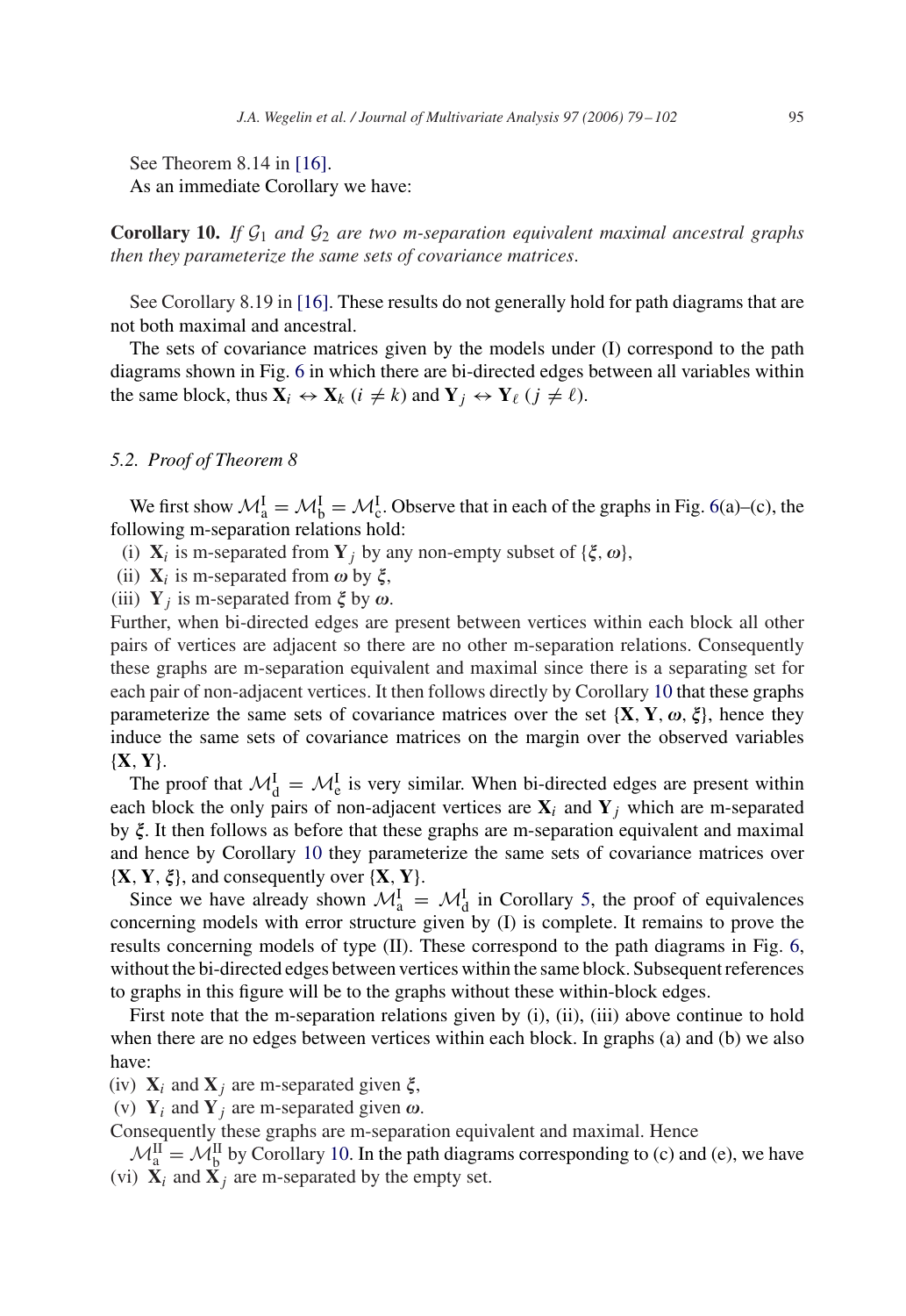See Theorem 8.14 in [16].

As an immediate Corollary we have:

**Corollary 10.** *If $\mathcal{G}_1$ and $\mathcal{G}_2$ are two m-separation equivalent maximal ancestral graphs then they parameterize the same sets of covariance matrices.*

See Corollary 8.19 in [16]. These results do not generally hold for path diagrams that are not both maximal and ancestral.

The sets of covariance matrices given by the models under (I) correspond to the path diagrams shown in Fig. 6 in which there are bi-directed edges between all variables within the same block, thus $\mathbf{X}_i \leftrightarrow \mathbf{X}_k$ $(i \neq k)$ and $\mathbf{Y}_j \leftrightarrow \mathbf{Y}_\ell$ $(j \neq \ell)$.

### 5.2. Proof of Theorem 8

We first show $\mathcal{M}^{\mathrm{I}}_{\mathrm{a}} = \mathcal{M}^{\mathrm{I}}_{\mathrm{b}} = \mathcal{M}^{\mathrm{I}}_{\mathrm{c}}$. Observe that in each of the graphs in Fig. 6(a)–(c), the following m-separation relations hold:

(i) $\mathbf{X}_i$ is m-separated from $\mathbf{Y}_j$ by any non-empty subset of $\{\boldsymbol{\xi}, \boldsymbol{\omega}\}$,

(ii) $\mathbf{X}_i$ is m-separated from $\boldsymbol{\omega}$ by $\boldsymbol{\xi}$,

(iii) $\mathbf{Y}_j$ is m-separated from $\boldsymbol{\xi}$ by $\boldsymbol{\omega}$.

Further, when bi-directed edges are present between vertices within each block all other pairs of vertices are adjacent so there are no other m-separation relations. Consequently these graphs are m-separation equivalent and maximal since there is a separating set for each pair of non-adjacent vertices. It then follows directly by Corollary 10 that these graphs parameterize the same sets of covariance matrices over the set $\{\mathbf{X}, \mathbf{Y}, \boldsymbol{\omega}, \boldsymbol{\xi}\}$, hence they induce the same sets of covariance matrices on the margin over the observed variables $\{\mathbf{X}, \mathbf{Y}\}$.

The proof that $\mathcal{M}^{\mathrm{I}}_{\mathrm{d}} = \mathcal{M}^{\mathrm{I}}_{\mathrm{e}}$ is very similar. When bi-directed edges are present within each block the only pairs of non-adjacent vertices are $\mathbf{X}_i$ and $\mathbf{Y}_j$ which are m-separated by $\boldsymbol{\xi}$. It then follows as before that these graphs are m-separation equivalent and maximal and hence by Corollary 10 they parameterize the same sets of covariance matrices over $\{\mathbf{X}, \mathbf{Y}, \boldsymbol{\xi}\}$, and consequently over $\{\mathbf{X}, \mathbf{Y}\}$.

Since we have already shown $\mathcal{M}^{\mathrm{I}}_{\mathrm{a}} = \mathcal{M}^{\mathrm{I}}_{\mathrm{d}}$ in Corollary 5, the proof of equivalences concerning models with error structure given by (I) is complete. It remains to prove the results concerning models of type (II). These correspond to the path diagrams in Fig. 6, without the bi-directed edges between vertices within the same block. Subsequent references to graphs in this figure will be to the graphs without these within-block edges.

First note that the m-separation relations given by (i), (ii), (iii) above continue to hold when there are no edges between vertices within each block. In graphs (a) and (b) we also have:

(iv) $\mathbf{X}_i$ and $\mathbf{X}_j$ are m-separated given $\boldsymbol{\xi}$,

(v) $\mathbf{Y}_i$ and $\mathbf{Y}_j$ are m-separated given $\boldsymbol{\omega}$.

Consequently these graphs are m-separation equivalent and maximal. Hence $\mathcal{M}^{\mathrm{II}}_{\mathrm{a}} = \mathcal{M}^{\mathrm{II}}_{\mathrm{b}}$ by Corollary 10. In the path diagrams corresponding to (c) and (e), we have

(vi) $\mathbf{X}_i$ and $\mathbf{X}_j$ are m-separated by the empty set.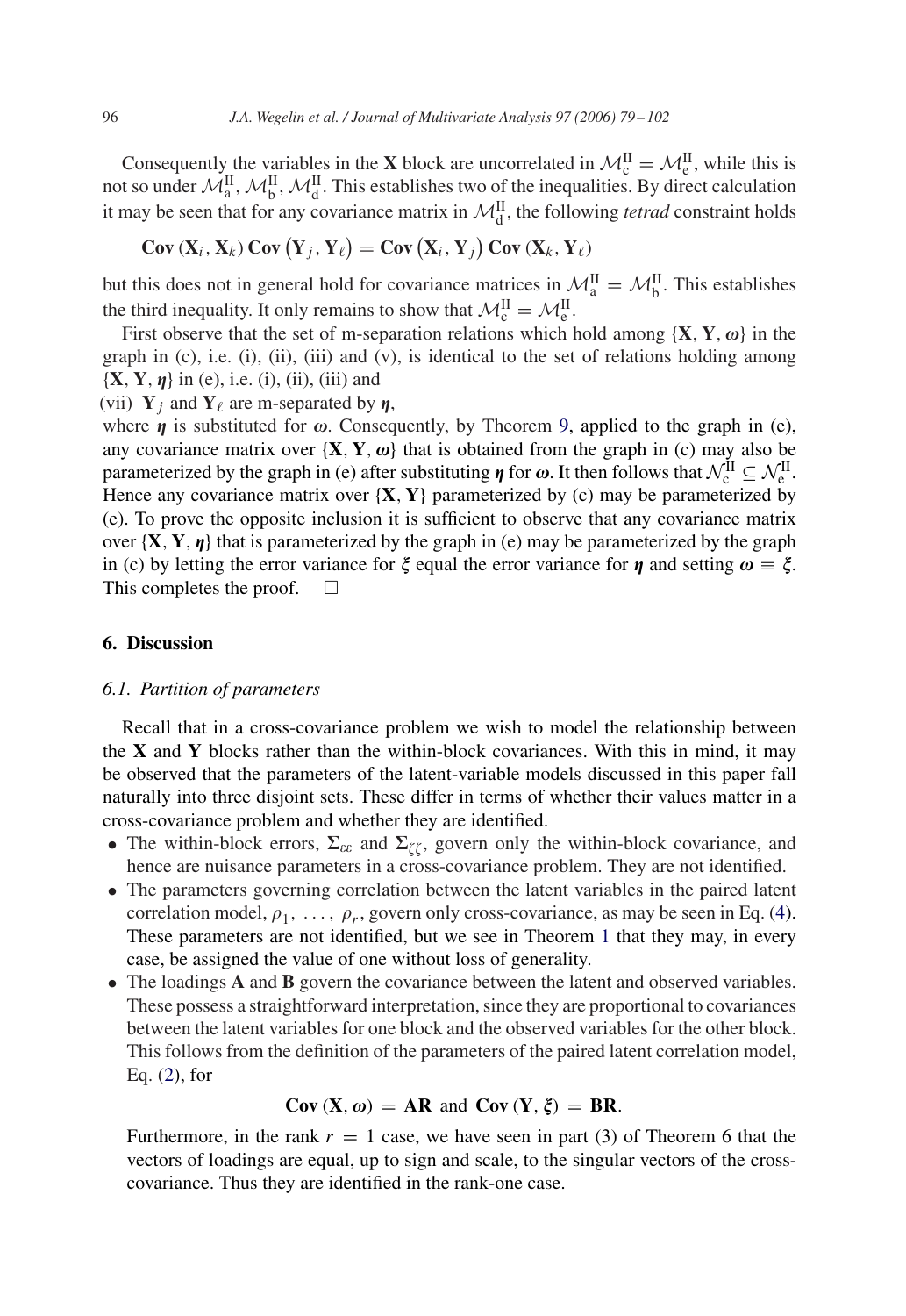Consequently the variables in the **X** block are uncorrelated in $\mathcal{M}_{\mathrm{c}}^{\mathrm{II}} = \mathcal{M}_{\mathrm{e}}^{\mathrm{II}}$, while this is not so under $\mathcal{M}_{\mathrm{a}}^{\mathrm{II}}, \mathcal{M}_{\mathrm{b}}^{\mathrm{II}}, \mathcal{M}_{\mathrm{d}}^{\mathrm{II}}$. This establishes two of the inequalities. By direct calculation it may be seen that for any covariance matrix in $\mathcal{M}_{\mathrm{d}}^{\mathrm{II}}$, the following *tetrad* constraint holds

$$\mathbf{Cov}\left(\mathbf{X}_i, \mathbf{X}_k\right) \mathbf{Cov}\left(\mathbf{Y}_j, \mathbf{Y}_\ell\right) = \mathbf{Cov}\left(\mathbf{X}_i, \mathbf{Y}_j\right) \mathbf{Cov}\left(\mathbf{X}_k, \mathbf{Y}_\ell\right)$$

but this does not in general hold for covariance matrices in $\mathcal{M}_{\mathrm{a}}^{\mathrm{II}} = \mathcal{M}_{\mathrm{b}}^{\mathrm{II}}$. This establishes the third inequality. It only remains to show that $\mathcal{M}_{\mathrm{c}}^{\mathrm{II}} = \mathcal{M}_{\mathrm{e}}^{\mathrm{II}}$.

First observe that the set of m-separation relations which hold among $\{\mathbf{X}, \mathbf{Y}, \boldsymbol{\omega}\}$ in the graph in (c), i.e. (i), (ii), (iii) and (v), is identical to the set of relations holding among $\{\mathbf{X}, \mathbf{Y}, \boldsymbol{\eta}\}$ in (e), i.e. (i), (ii), (iii) and

(vii) $\mathbf{Y}_j$ and $\mathbf{Y}_\ell$ are m-separated by $\boldsymbol{\eta}$,

where $\boldsymbol{\eta}$ is substituted for $\boldsymbol{\omega}$. Consequently, by Theorem 9, applied to the graph in (e), any covariance matrix over $\{\mathbf{X}, \mathbf{Y}, \boldsymbol{\omega}\}$ that is obtained from the graph in (c) may also be parameterized by the graph in (e) after substituting $\boldsymbol{\eta}$ for $\boldsymbol{\omega}$. It then follows that $\mathcal{N}_{\mathrm{c}}^{\mathrm{II}} \subseteq \mathcal{N}_{\mathrm{e}}^{\mathrm{II}}$. Hence any covariance matrix over $\{\mathbf{X}, \mathbf{Y}\}$ parameterized by (c) may be parameterized by (e). To prove the opposite inclusion it is sufficient to observe that any covariance matrix over $\{\mathbf{X}, \mathbf{Y}, \boldsymbol{\eta}\}$ that is parameterized by the graph in (e) may be parameterized by the graph in (c) by letting the error variance for $\boldsymbol{\xi}$ equal the error variance for $\boldsymbol{\eta}$ and setting $\boldsymbol{\omega} \equiv \boldsymbol{\xi}$. This completes the proof. □

## 6. Discussion

### 6.1. Partition of parameters

Recall that in a cross-covariance problem we wish to model the relationship between the **X** and **Y** blocks rather than the within-block covariances. With this in mind, it may be observed that the parameters of the latent-variable models discussed in this paper fall naturally into three disjoint sets. These differ in terms of whether their values matter in a cross-covariance problem and whether they are identified.

- The within-block errors, $\boldsymbol{\Sigma}_{\varepsilon\varepsilon}$ and $\boldsymbol{\Sigma}_{\zeta\zeta}$, govern only the within-block covariance, and hence are nuisance parameters in a cross-covariance problem. They are not identified.
- The parameters governing correlation between the latent variables in the paired latent correlation model, $\rho_1, \ldots, \rho_r$, govern only cross-covariance, as may be seen in Eq. (4). These parameters are not identified, but we see in Theorem 1 that they may, in every case, be assigned the value of one without loss of generality.
- The loadings **A** and **B** govern the covariance between the latent and observed variables. These possess a straightforward interpretation, since they are proportional to covariances between the latent variables for one block and the observed variables for the other block. This follows from the definition of the parameters of the paired latent correlation model, Eq. (2), for

$$\mathbf{Cov}\left(\mathbf{X}, \boldsymbol{\omega}\right) = \mathbf{AR} \text{ and } \mathbf{Cov}\left(\mathbf{Y}, \boldsymbol{\xi}\right) = \mathbf{BR}.$$

Furthermore, in the rank $r = 1$ case, we have seen in part (3) of Theorem 6 that the vectors of loadings are equal, up to sign and scale, to the singular vectors of the cross-covariance. Thus they are identified in the rank-one case.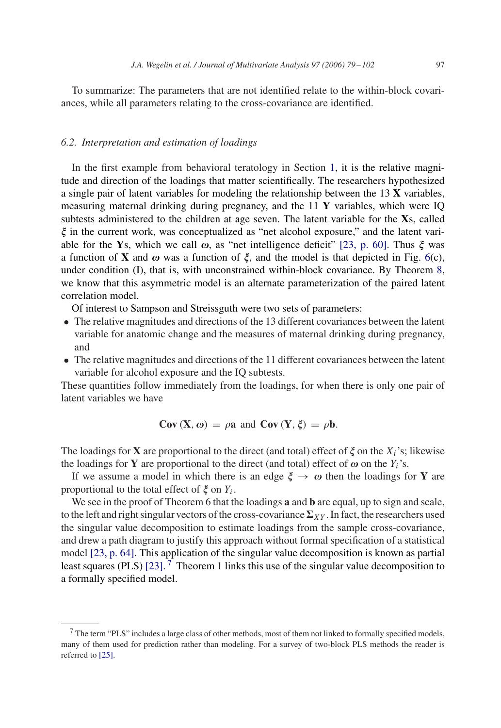To summarize: The parameters that are not identified relate to the within-block covariances, while all parameters relating to the cross-covariance are identified.

### 6.2. *Interpretation and estimation of loadings*

In the first example from behavioral teratology in Section 1, it is the relative magnitude and direction of the loadings that matter scientifically. The researchers hypothesized a single pair of latent variables for modeling the relationship between the 13 **X** variables, measuring maternal drinking during pregnancy, and the 11 **Y** variables, which were IQ subtests administered to the children at age seven. The latent variable for the **X**s, called $\boldsymbol{\xi}$ in the current work, was conceptualized as "net alcohol exposure," and the latent variable for the **Y**s, which we call $\boldsymbol{\omega}$, as "net intelligence deficit" [23, p. 60]. Thus $\boldsymbol{\xi}$ was a function of **X** and $\boldsymbol{\omega}$ was a function of $\boldsymbol{\xi}$, and the model is that depicted in Fig. 6(c), under condition (I), that is, with unconstrained within-block covariance. By Theorem 8, we know that this asymmetric model is an alternate parameterization of the paired latent correlation model.

Of interest to Sampson and Streissguth were two sets of parameters:

- The relative magnitudes and directions of the 13 different covariances between the latent variable for anatomic change and the measures of maternal drinking during pregnancy, and
- The relative magnitudes and directions of the 11 different covariances between the latent variable for alcohol exposure and the IQ subtests.

These quantities follow immediately from the loadings, for when there is only one pair of latent variables we have

$$\mathbf{Cov}\,(\mathbf{X}, \boldsymbol{\omega}) = \rho\mathbf{a} \text{ and } \mathbf{Cov}\,(\mathbf{Y}, \boldsymbol{\xi}) = \rho\mathbf{b}.$$

The loadings for **X** are proportional to the direct (and total) effect of $\boldsymbol{\xi}$ on the $X_i$'s; likewise the loadings for **Y** are proportional to the direct (and total) effect of $\boldsymbol{\omega}$ on the $Y_i$'s.

If we assume a model in which there is an edge $\boldsymbol{\xi} \rightarrow \boldsymbol{\omega}$ then the loadings for **Y** are proportional to the total effect of $\boldsymbol{\xi}$ on $Y_i$.

We see in the proof of Theorem 6 that the loadings **a** and **b** are equal, up to sign and scale, to the left and right singular vectors of the cross-covariance $\boldsymbol{\Sigma}_{XY}$. In fact, the researchers used the singular value decomposition to estimate loadings from the sample cross-covariance, and drew a path diagram to justify this approach without formal specification of a statistical model [23, p. 64]. This application of the singular value decomposition is known as partial least squares (PLS) [23]. [7] Theorem 1 links this use of the singular value decomposition to a formally specified model.

[7] The term "PLS" includes a large class of other methods, most of them not linked to formally specified models, many of them used for prediction rather than modeling. For a survey of two-block PLS methods the reader is referred to [25].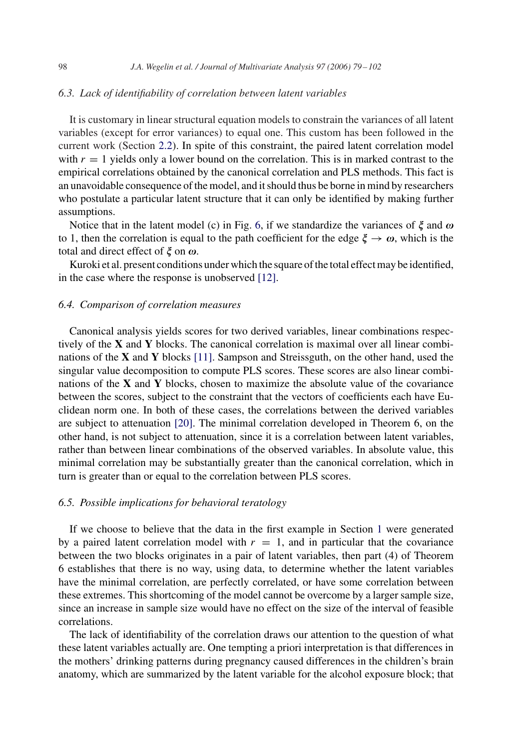### 6.3. Lack of identifiability of correlation between latent variables

It is customary in linear structural equation models to constrain the variances of all latent variables (except for error variances) to equal one. This custom has been followed in the current work (Section 2.2). In spite of this constraint, the paired latent correlation model with $r = 1$ yields only a lower bound on the correlation. This is in marked contrast to the empirical correlations obtained by the canonical correlation and PLS methods. This fact is an unavoidable consequence of the model, and it should thus be borne in mind by researchers who postulate a particular latent structure that it can only be identified by making further assumptions.

Notice that in the latent model (c) in Fig. 6, if we standardize the variances of $\boldsymbol{\xi}$ and $\boldsymbol{\omega}$ to 1, then the correlation is equal to the path coefficient for the edge $\boldsymbol{\xi} \to \boldsymbol{\omega}$, which is the total and direct effect of $\boldsymbol{\xi}$ on $\boldsymbol{\omega}$.

Kuroki et al. present conditions under which the square of the total effect may be identified, in the case where the response is unobserved [12].

### 6.4. Comparison of correlation measures

Canonical analysis yields scores for two derived variables, linear combinations respectively of the **X** and **Y** blocks. The canonical correlation is maximal over all linear combinations of the **X** and **Y** blocks [11]. Sampson and Streissguth, on the other hand, used the singular value decomposition to compute PLS scores. These scores are also linear combinations of the **X** and **Y** blocks, chosen to maximize the absolute value of the covariance between the scores, subject to the constraint that the vectors of coefficients each have Euclidean norm one. In both of these cases, the correlations between the derived variables are subject to attenuation [20]. The minimal correlation developed in Theorem 6, on the other hand, is not subject to attenuation, since it is a correlation between latent variables, rather than between linear combinations of the observed variables. In absolute value, this minimal correlation may be substantially greater than the canonical correlation, which in turn is greater than or equal to the correlation between PLS scores.

### 6.5. Possible implications for behavioral teratology

If we choose to believe that the data in the first example in Section 1 were generated by a paired latent correlation model with $r = 1$, and in particular that the covariance between the two blocks originates in a pair of latent variables, then part (4) of Theorem 6 establishes that there is no way, using data, to determine whether the latent variables have the minimal correlation, are perfectly correlated, or have some correlation between these extremes. This shortcoming of the model cannot be overcome by a larger sample size, since an increase in sample size would have no effect on the size of the interval of feasible correlations.

The lack of identifiability of the correlation draws our attention to the question of what these latent variables actually are. One tempting a priori interpretation is that differences in the mothers' drinking patterns during pregnancy caused differences in the children's brain anatomy, which are summarized by the latent variable for the alcohol exposure block; that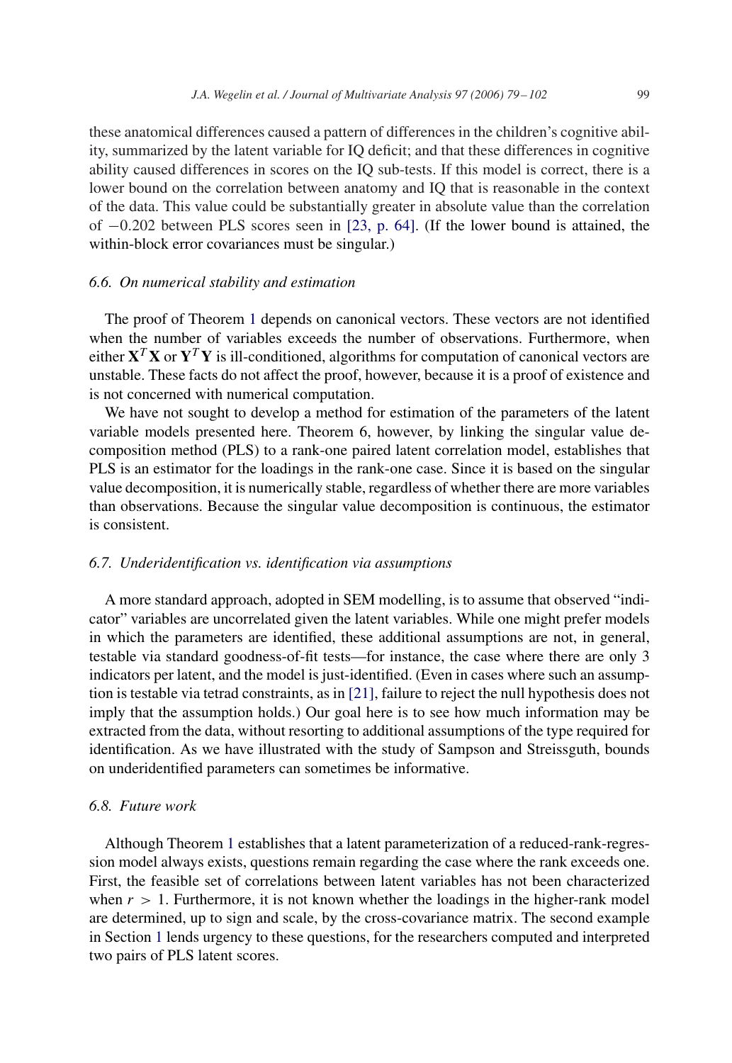these anatomical differences caused a pattern of differences in the children's cognitive ability, summarized by the latent variable for IQ deficit; and that these differences in cognitive ability caused differences in scores on the IQ sub-tests. If this model is correct, there is a lower bound on the correlation between anatomy and IQ that is reasonable in the context of the data. This value could be substantially greater in absolute value than the correlation of $-0.202$ between PLS scores seen in [23, p. 64]. (If the lower bound is attained, the within-block error covariances must be singular.)

### 6.6. *On numerical stability and estimation*

The proof of Theorem 1 depends on canonical vectors. These vectors are not identified when the number of variables exceeds the number of observations. Furthermore, when either $\mathbf{X}^T\mathbf{X}$ or $\mathbf{Y}^T\mathbf{Y}$ is ill-conditioned, algorithms for computation of canonical vectors are unstable. These facts do not affect the proof, however, because it is a proof of existence and is not concerned with numerical computation.

We have not sought to develop a method for estimation of the parameters of the latent variable models presented here. Theorem 6, however, by linking the singular value decomposition method (PLS) to a rank-one paired latent correlation model, establishes that PLS is an estimator for the loadings in the rank-one case. Since it is based on the singular value decomposition, it is numerically stable, regardless of whether there are more variables than observations. Because the singular value decomposition is continuous, the estimator is consistent.

### 6.7. *Underidentification vs. identification via assumptions*

A more standard approach, adopted in SEM modelling, is to assume that observed "indicator" variables are uncorrelated given the latent variables. While one might prefer models in which the parameters are identified, these additional assumptions are not, in general, testable via standard goodness-of-fit tests—for instance, the case where there are only 3 indicators per latent, and the model is just-identified. (Even in cases where such an assumption is testable via tetrad constraints, as in [21], failure to reject the null hypothesis does not imply that the assumption holds.) Our goal here is to see how much information may be extracted from the data, without resorting to additional assumptions of the type required for identification. As we have illustrated with the study of Sampson and Streissguth, bounds on underidentified parameters can sometimes be informative.

### 6.8. *Future work*

Although Theorem 1 establishes that a latent parameterization of a reduced-rank-regression model always exists, questions remain regarding the case where the rank exceeds one. First, the feasible set of correlations between latent variables has not been characterized when $r > 1$. Furthermore, it is not known whether the loadings in the higher-rank model are determined, up to sign and scale, by the cross-covariance matrix. The second example in Section 1 lends urgency to these questions, for the researchers computed and interpreted two pairs of PLS latent scores.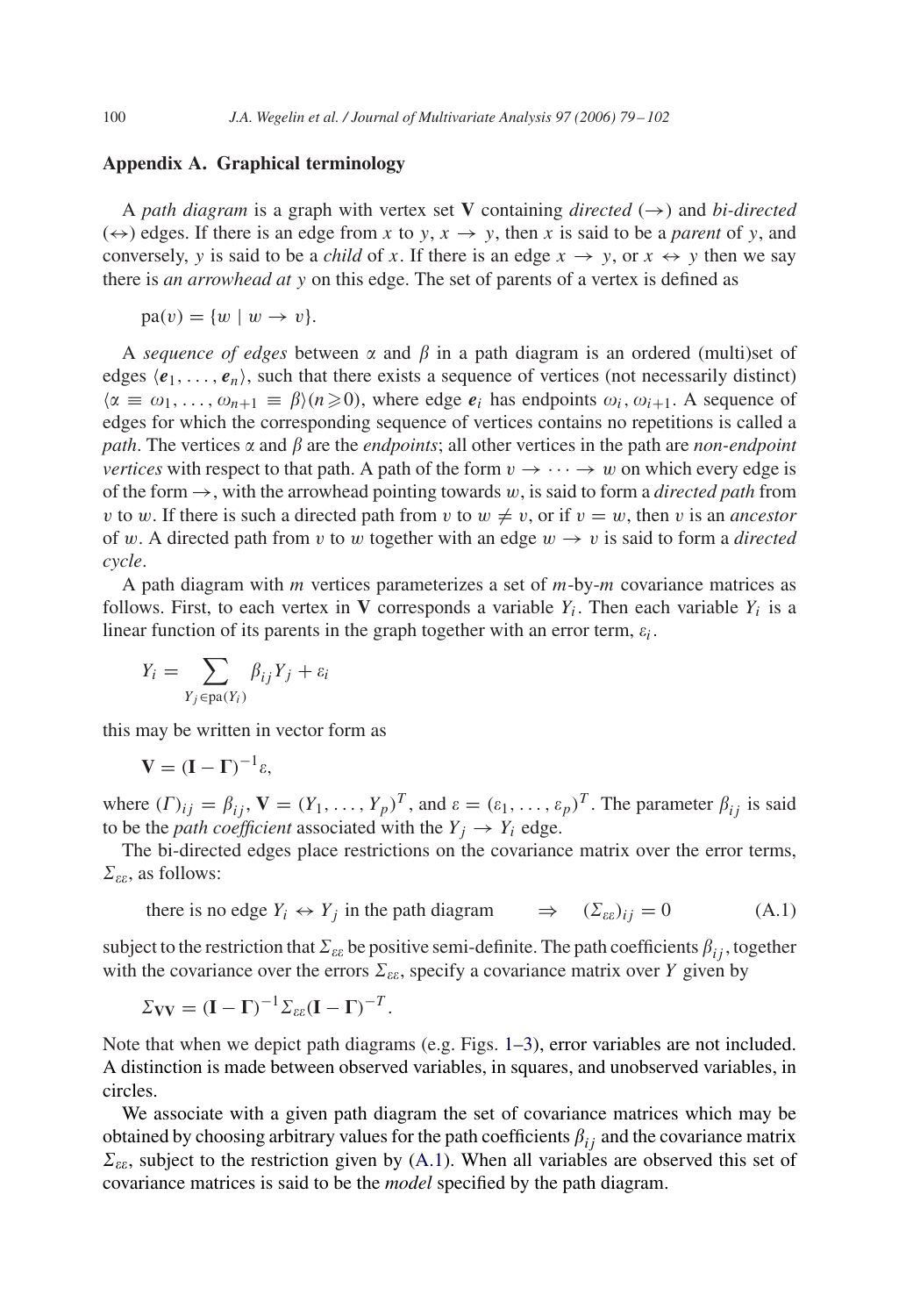## Appendix A. Graphical terminology

A *path diagram* is a graph with vertex set $\mathbf{V}$ containing *directed* ($\rightarrow$) and *bi-directed* ($\leftrightarrow$) edges. If there is an edge from $x$ to $y$, $x \rightarrow y$, then $x$ is said to be a *parent* of $y$, and conversely, $y$ is said to be a *child* of $x$. If there is an edge $x \rightarrow y$, or $x \leftrightarrow y$ then we say there is *an arrowhead at $y$* on this edge. The set of parents of a vertex is defined as

$$\mathrm{pa}(v) = \{w \mid w \rightarrow v\}.$$

A *sequence of edges* between $\alpha$ and $\beta$ in a path diagram is an ordered (multi)set of edges $\langle \boldsymbol{e}_1, \ldots, \boldsymbol{e}_n \rangle$, such that there exists a sequence of vertices (not necessarily distinct) $\langle \alpha \equiv \omega_1, \ldots, \omega_{n+1} \equiv \beta \rangle (n \geqslant 0)$, where edge $\boldsymbol{e}_i$ has endpoints $\omega_i, \omega_{i+1}$. A sequence of edges for which the corresponding sequence of vertices contains no repetitions is called a *path*. The vertices $\alpha$ and $\beta$ are the *endpoints*; all other vertices in the path are *non-endpoint vertices* with respect to that path. A path of the form $v \rightarrow \cdots \rightarrow w$ on which every edge is of the form $\rightarrow$, with the arrowhead pointing towards $w$, is said to form a *directed path* from $v$ to $w$. If there is such a directed path from $v$ to $w \neq v$, or if $v = w$, then $v$ is an *ancestor* of $w$. A directed path from $v$ to $w$ together with an edge $w \rightarrow v$ is said to form a *directed cycle*.

A path diagram with $m$ vertices parameterizes a set of $m$-by-$m$ covariance matrices as follows. First, to each vertex in $\mathbf{V}$ corresponds a variable $Y_i$. Then each variable $Y_i$ is a linear function of its parents in the graph together with an error term, $\varepsilon_i$.

$$Y_i = \sum_{Y_j \in \mathrm{pa}(Y_i)} \beta_{ij} Y_j + \varepsilon_i$$

this may be written in vector form as

$$\mathbf{V} = (\mathbf{I} - \mathbf{\Gamma})^{-1} \varepsilon,$$

where $(\Gamma)_{ij} = \beta_{ij}$, $\mathbf{V} = (Y_1, \ldots, Y_p)^T$, and $\varepsilon = (\varepsilon_1, \ldots, \varepsilon_p)^T$. The parameter $\beta_{ij}$ is said to be the *path coefficient* associated with the $Y_j \rightarrow Y_i$ edge.

The bi-directed edges place restrictions on the covariance matrix over the error terms, $\Sigma_{\varepsilon\varepsilon}$, as follows:

$$\text{there is no edge } Y_i \leftrightarrow Y_j \text{ in the path diagram} \qquad \Rightarrow \quad (\Sigma_{\varepsilon\varepsilon})_{ij} = 0 \tag{A.1}$$

subject to the restriction that $\Sigma_{\varepsilon\varepsilon}$ be positive semi-definite. The path coefficients $\beta_{ij}$, together with the covariance over the errors $\Sigma_{\varepsilon\varepsilon}$, specify a covariance matrix over $Y$ given by

$$\Sigma_{\mathbf{VV}} = (\mathbf{I} - \mathbf{\Gamma})^{-1} \Sigma_{\varepsilon\varepsilon} (\mathbf{I} - \mathbf{\Gamma})^{-T}.$$

Note that when we depict path diagrams (e.g. Figs. 1–3), error variables are not included. A distinction is made between observed variables, in squares, and unobserved variables, in circles.

We associate with a given path diagram the set of covariance matrices which may be obtained by choosing arbitrary values for the path coefficients $\beta_{ij}$ and the covariance matrix $\Sigma_{\varepsilon\varepsilon}$, subject to the restriction given by (A.1). When all variables are observed this set of covariance matrices is said to be the *model* specified by the path diagram.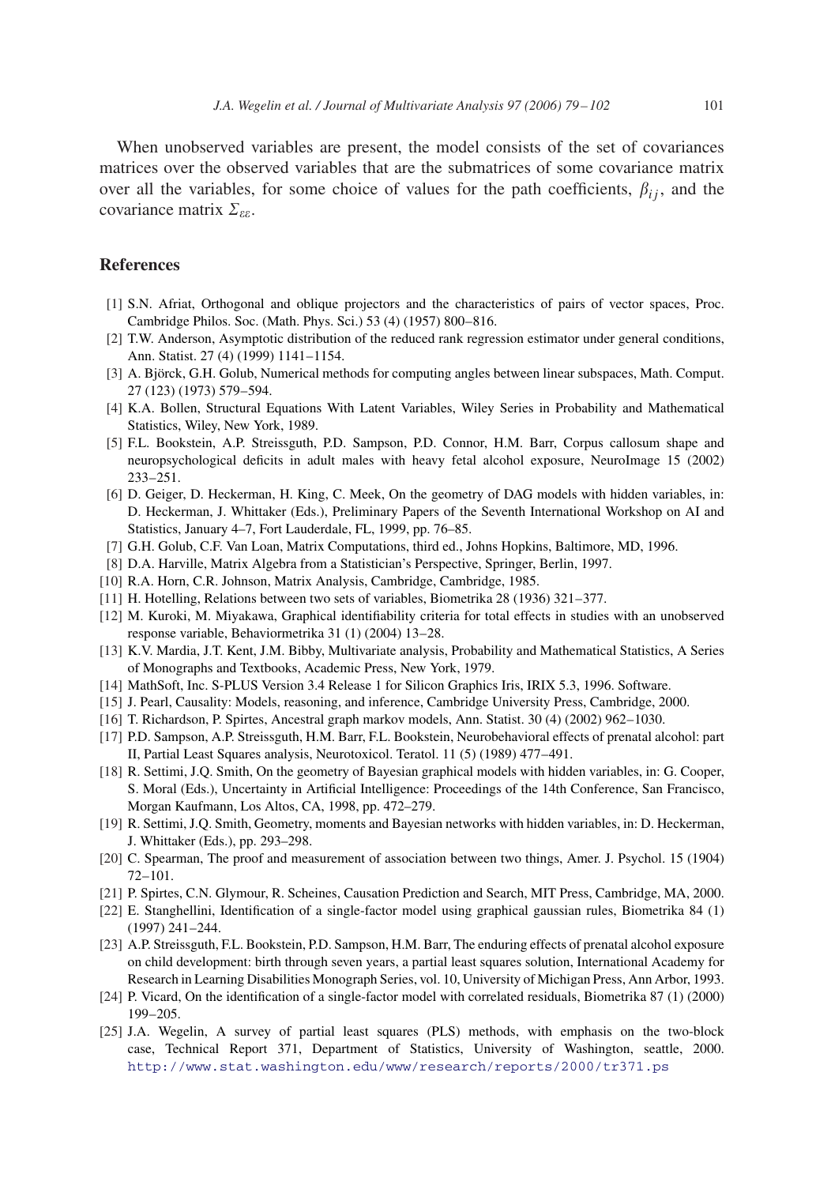When unobserved variables are present, the model consists of the set of covariances matrices over the observed variables that are the submatrices of some covariance matrix over all the variables, for some choice of values for the path coefficients, $\beta_{ij}$, and the covariance matrix $\Sigma_{\varepsilon\varepsilon}$.

## References

[1] S.N. Afriat, Orthogonal and oblique projectors and the characteristics of pairs of vector spaces, Proc. Cambridge Philos. Soc. (Math. Phys. Sci.) 53 (4) (1957) 800–816.

[2] T.W. Anderson, Asymptotic distribution of the reduced rank regression estimator under general conditions, Ann. Statist. 27 (4) (1999) 1141–1154.

[3] A. Björck, G.H. Golub, Numerical methods for computing angles between linear subspaces, Math. Comput. 27 (123) (1973) 579–594.

[4] K.A. Bollen, Structural Equations With Latent Variables, Wiley Series in Probability and Mathematical Statistics, Wiley, New York, 1989.

[5] F.L. Bookstein, A.P. Streissguth, P.D. Sampson, P.D. Connor, H.M. Barr, Corpus callosum shape and neuropsychological deficits in adult males with heavy fetal alcohol exposure, NeuroImage 15 (2002) 233–251.

[6] D. Geiger, D. Heckerman, H. King, C. Meek, On the geometry of DAG models with hidden variables, in: D. Heckerman, J. Whittaker (Eds.), Preliminary Papers of the Seventh International Workshop on AI and Statistics, January 4–7, Fort Lauderdale, FL, 1999, pp. 76–85.

[7] G.H. Golub, C.F. Van Loan, Matrix Computations, third ed., Johns Hopkins, Baltimore, MD, 1996.

[8] D.A. Harville, Matrix Algebra from a Statistician's Perspective, Springer, Berlin, 1997.

[10] R.A. Horn, C.R. Johnson, Matrix Analysis, Cambridge, Cambridge, 1985.

[11] H. Hotelling, Relations between two sets of variables, Biometrika 28 (1936) 321–377.

[12] M. Kuroki, M. Miyakawa, Graphical identifiability criteria for total effects in studies with an unobserved response variable, Behaviormetrika 31 (1) (2004) 13–28.

[13] K.V. Mardia, J.T. Kent, J.M. Bibby, Multivariate analysis, Probability and Mathematical Statistics, A Series of Monographs and Textbooks, Academic Press, New York, 1979.

[14] MathSoft, Inc. S-PLUS Version 3.4 Release 1 for Silicon Graphics Iris, IRIX 5.3, 1996. Software.

[15] J. Pearl, Causality: Models, reasoning, and inference, Cambridge University Press, Cambridge, 2000.

[16] T. Richardson, P. Spirtes, Ancestral graph markov models, Ann. Statist. 30 (4) (2002) 962–1030.

[17] P.D. Sampson, A.P. Streissguth, H.M. Barr, F.L. Bookstein, Neurobehavioral effects of prenatal alcohol: part II, Partial Least Squares analysis, Neurotoxicol. Teratol. 11 (5) (1989) 477–491.

[18] R. Settimi, J.Q. Smith, On the geometry of Bayesian graphical models with hidden variables, in: G. Cooper, S. Moral (Eds.), Uncertainty in Artificial Intelligence: Proceedings of the 14th Conference, San Francisco, Morgan Kaufmann, Los Altos, CA, 1998, pp. 472–279.

[19] R. Settimi, J.Q. Smith, Geometry, moments and Bayesian networks with hidden variables, in: D. Heckerman, J. Whittaker (Eds.), pp. 293–298.

[20] C. Spearman, The proof and measurement of association between two things, Amer. J. Psychol. 15 (1904) 72–101.

[21] P. Spirtes, C.N. Glymour, R. Scheines, Causation Prediction and Search, MIT Press, Cambridge, MA, 2000.

[22] E. Stanghellini, Identification of a single-factor model using graphical gaussian rules, Biometrika 84 (1) (1997) 241–244.

[23] A.P. Streissguth, F.L. Bookstein, P.D. Sampson, H.M. Barr, The enduring effects of prenatal alcohol exposure on child development: birth through seven years, a partial least squares solution, International Academy for Research in Learning Disabilities Monograph Series, vol. 10, University of Michigan Press, Ann Arbor, 1993.

[24] P. Vicard, On the identification of a single-factor model with correlated residuals, Biometrika 87 (1) (2000) 199–205.

[25] J.A. Wegelin, A survey of partial least squares (PLS) methods, with emphasis on the two-block case, Technical Report 371, Department of Statistics, University of Washington, seattle, 2000. http://www.stat.washington.edu/www/research/reports/2000/tr371.ps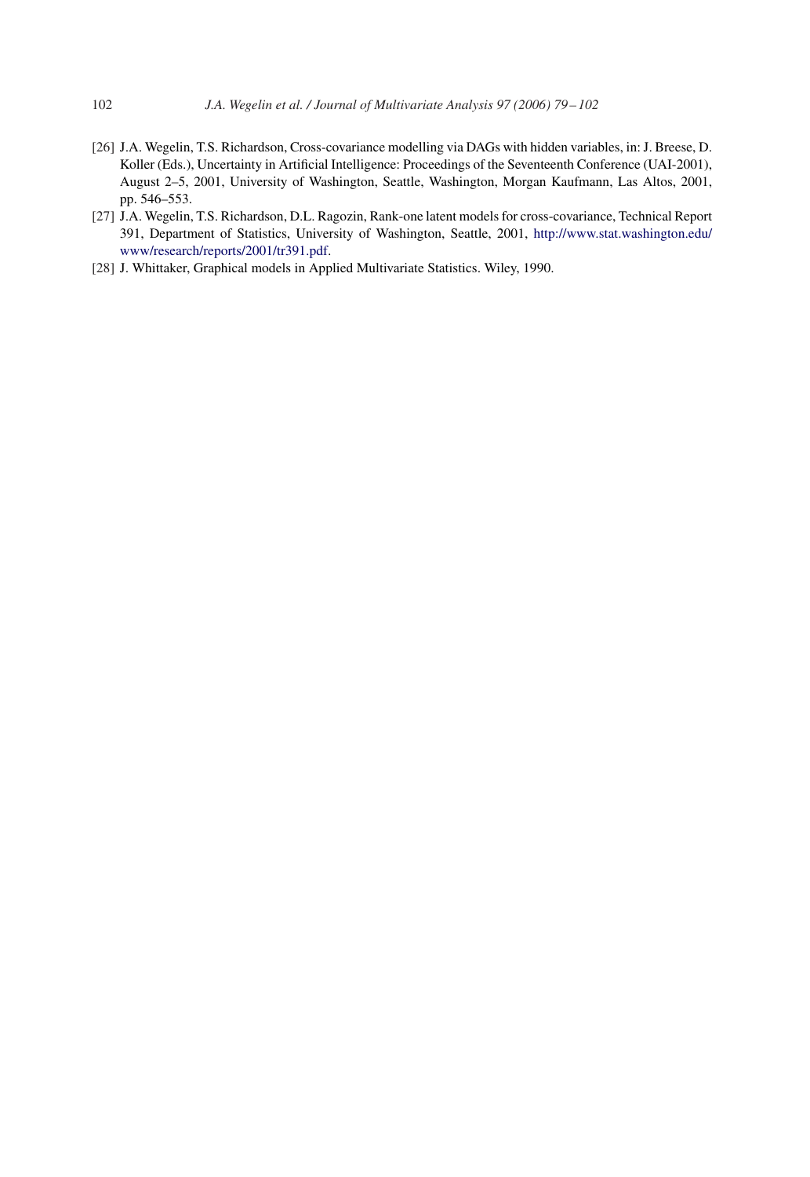[26] J.A. Wegelin, T.S. Richardson, Cross-covariance modelling via DAGs with hidden variables, in: J. Breese, D. Koller (Eds.), Uncertainty in Artificial Intelligence: Proceedings of the Seventeenth Conference (UAI-2001), August 2–5, 2001, University of Washington, Seattle, Washington, Morgan Kaufmann, Las Altos, 2001, pp. 546–553.

[27] J.A. Wegelin, T.S. Richardson, D.L. Ragozin, Rank-one latent models for cross-covariance, Technical Report 391, Department of Statistics, University of Washington, Seattle, 2001, http://www.stat.washington.edu/www/research/reports/2001/tr391.pdf.

[28] J. Whittaker, Graphical models in Applied Multivariate Statistics. Wiley, 1990.